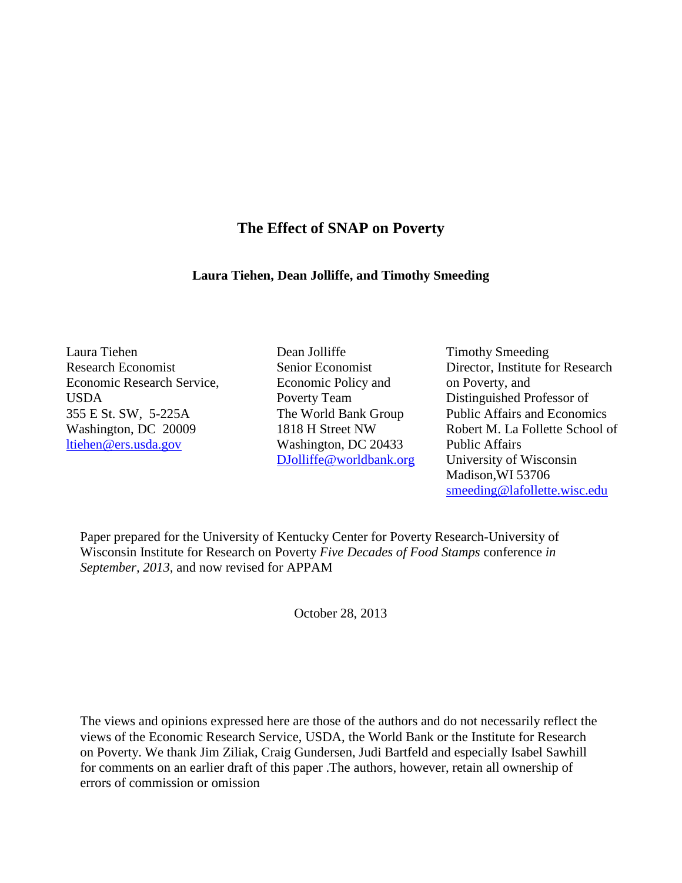# The Effect of SNAP on Poverty

**Laura Tiehen, Dean Jolliffe, and Timothy Smeeding**

Laura Tiehen
Research Economist
Economic Research Service, USDA
355 E St. SW, 5-225A
Washington, DC 20009
ltiehen@ers.usda.gov

Dean Jolliffe
Senior Economist
Economic Policy and Poverty Team
The World Bank Group
1818 H Street NW
Washington, DC 20433
DJolliffe@worldbank.org

Timothy Smeeding
Director, Institute for Research on Poverty, and
Distinguished Professor of Public Affairs and Economics
Robert M. La Follette School of Public Affairs
University of Wisconsin
Madison,WI 53706
smeeding@lafollette.wisc.edu

Paper prepared for the University of Kentucky Center for Poverty Research-University of Wisconsin Institute for Research on Poverty *Five Decades of Food Stamps* conference *in September, 2013,* and now revised for APPAM

October 28, 2013

The views and opinions expressed here are those of the authors and do not necessarily reflect the views of the Economic Research Service, USDA, the World Bank or the Institute for Research on Poverty. We thank Jim Ziliak, Craig Gundersen, Judi Bartfeld and especially Isabel Sawhill for comments on an earlier draft of this paper .The authors, however, retain all ownership of errors of commission or omission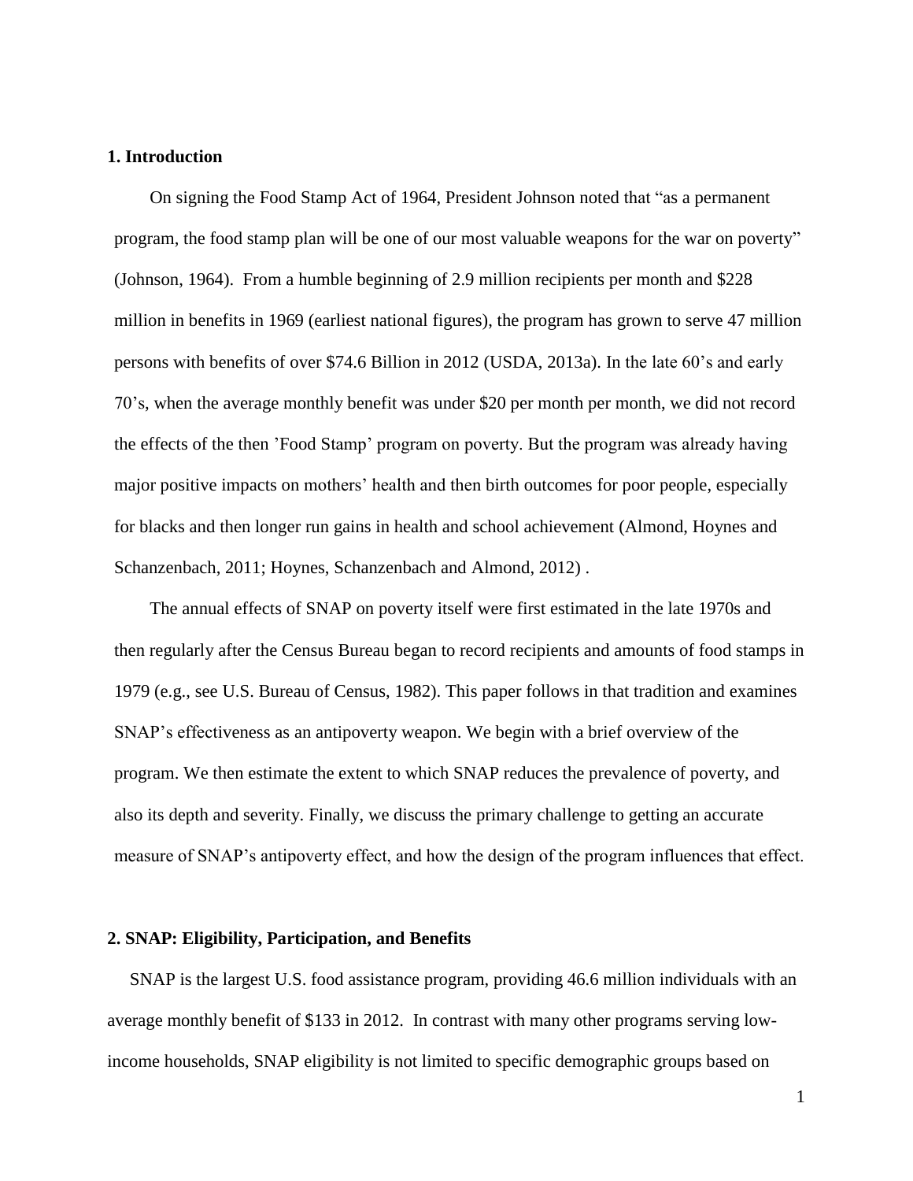## 1. Introduction

On signing the Food Stamp Act of 1964, President Johnson noted that "as a permanent program, the food stamp plan will be one of our most valuable weapons for the war on poverty" (Johnson, 1964). From a humble beginning of 2.9 million recipients per month and $228 million in benefits in 1969 (earliest national figures), the program has grown to serve 47 million persons with benefits of over $74.6 Billion in 2012 (USDA, 2013a). In the late 60's and early 70's, when the average monthly benefit was under $20 per month per month, we did not record the effects of the then 'Food Stamp' program on poverty. But the program was already having major positive impacts on mothers' health and then birth outcomes for poor people, especially for blacks and then longer run gains in health and school achievement (Almond, Hoynes and Schanzenbach, 2011; Hoynes, Schanzenbach and Almond, 2012) .

The annual effects of SNAP on poverty itself were first estimated in the late 1970s and then regularly after the Census Bureau began to record recipients and amounts of food stamps in 1979 (e.g., see U.S. Bureau of Census, 1982). This paper follows in that tradition and examines SNAP's effectiveness as an antipoverty weapon. We begin with a brief overview of the program. We then estimate the extent to which SNAP reduces the prevalence of poverty, and also its depth and severity. Finally, we discuss the primary challenge to getting an accurate measure of SNAP's antipoverty effect, and how the design of the program influences that effect.

## 2. SNAP: Eligibility, Participation, and Benefits

SNAP is the largest U.S. food assistance program, providing 46.6 million individuals with an average monthly benefit of $133 in 2012. In contrast with many other programs serving low-income households, SNAP eligibility is not limited to specific demographic groups based on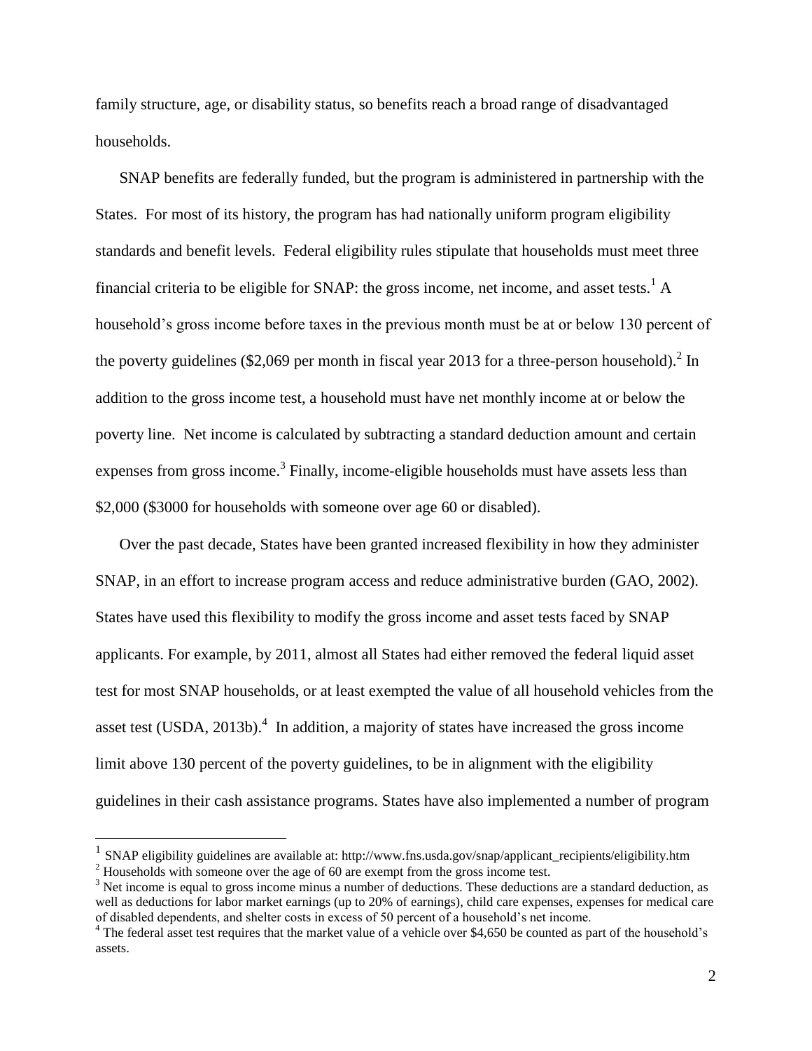family structure, age, or disability status, so benefits reach a broad range of disadvantaged households.

SNAP benefits are federally funded, but the program is administered in partnership with the States. For most of its history, the program has had nationally uniform program eligibility standards and benefit levels. Federal eligibility rules stipulate that households must meet three financial criteria to be eligible for SNAP: the gross income, net income, and asset tests.[1] A household's gross income before taxes in the previous month must be at or below 130 percent of the poverty guidelines ($2,069 per month in fiscal year 2013 for a three-person household).[2] In addition to the gross income test, a household must have net monthly income at or below the poverty line. Net income is calculated by subtracting a standard deduction amount and certain expenses from gross income.[3] Finally, income-eligible households must have assets less than $2,000 ($3000 for households with someone over age 60 or disabled).

Over the past decade, States have been granted increased flexibility in how they administer SNAP, in an effort to increase program access and reduce administrative burden (GAO, 2002). States have used this flexibility to modify the gross income and asset tests faced by SNAP applicants. For example, by 2011, almost all States had either removed the federal liquid asset test for most SNAP households, or at least exempted the value of all household vehicles from the asset test (USDA, 2013b).[4] In addition, a majority of states have increased the gross income limit above 130 percent of the poverty guidelines, to be in alignment with the eligibility guidelines in their cash assistance programs. States have also implemented a number of program

---

[1] SNAP eligibility guidelines are available at: http://www.fns.usda.gov/snap/applicant_recipients/eligibility.htm

[2] Households with someone over the age of 60 are exempt from the gross income test.

[3] Net income is equal to gross income minus a number of deductions. These deductions are a standard deduction, as well as deductions for labor market earnings (up to 20% of earnings), child care expenses, expenses for medical care of disabled dependents, and shelter costs in excess of 50 percent of a household's net income.

[4] The federal asset test requires that the market value of a vehicle over $4,650 be counted as part of the household's assets.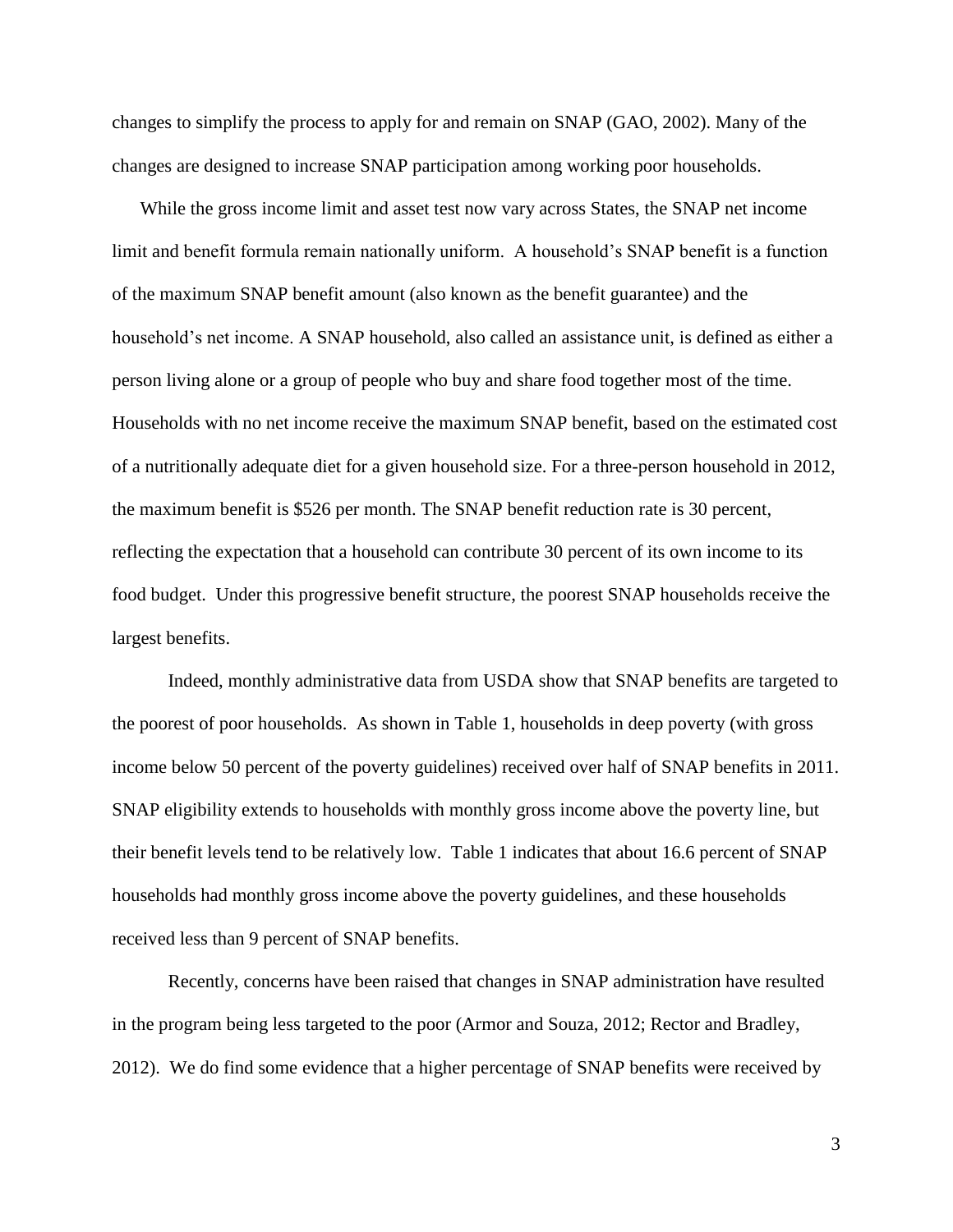changes to simplify the process to apply for and remain on SNAP (GAO, 2002). Many of the changes are designed to increase SNAP participation among working poor households.

While the gross income limit and asset test now vary across States, the SNAP net income limit and benefit formula remain nationally uniform. A household's SNAP benefit is a function of the maximum SNAP benefit amount (also known as the benefit guarantee) and the household's net income. A SNAP household, also called an assistance unit, is defined as either a person living alone or a group of people who buy and share food together most of the time. Households with no net income receive the maximum SNAP benefit, based on the estimated cost of a nutritionally adequate diet for a given household size. For a three-person household in 2012, the maximum benefit is $526 per month. The SNAP benefit reduction rate is 30 percent, reflecting the expectation that a household can contribute 30 percent of its own income to its food budget. Under this progressive benefit structure, the poorest SNAP households receive the largest benefits.

Indeed, monthly administrative data from USDA show that SNAP benefits are targeted to the poorest of poor households. As shown in Table 1, households in deep poverty (with gross income below 50 percent of the poverty guidelines) received over half of SNAP benefits in 2011. SNAP eligibility extends to households with monthly gross income above the poverty line, but their benefit levels tend to be relatively low. Table 1 indicates that about 16.6 percent of SNAP households had monthly gross income above the poverty guidelines, and these households received less than 9 percent of SNAP benefits.

Recently, concerns have been raised that changes in SNAP administration have resulted in the program being less targeted to the poor (Armor and Souza, 2012; Rector and Bradley, 2012). We do find some evidence that a higher percentage of SNAP benefits were received by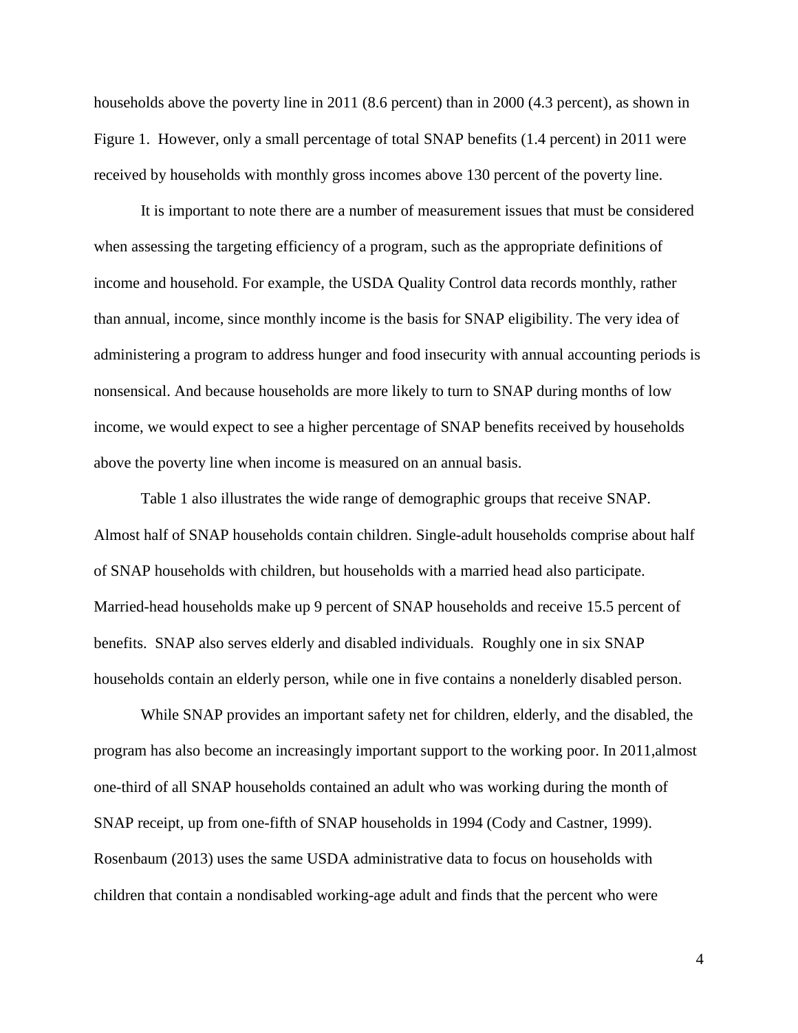households above the poverty line in 2011 (8.6 percent) than in 2000 (4.3 percent), as shown in Figure 1. However, only a small percentage of total SNAP benefits (1.4 percent) in 2011 were received by households with monthly gross incomes above 130 percent of the poverty line.

It is important to note there are a number of measurement issues that must be considered when assessing the targeting efficiency of a program, such as the appropriate definitions of income and household. For example, the USDA Quality Control data records monthly, rather than annual, income, since monthly income is the basis for SNAP eligibility. The very idea of administering a program to address hunger and food insecurity with annual accounting periods is nonsensical. And because households are more likely to turn to SNAP during months of low income, we would expect to see a higher percentage of SNAP benefits received by households above the poverty line when income is measured on an annual basis.

Table 1 also illustrates the wide range of demographic groups that receive SNAP. Almost half of SNAP households contain children. Single-adult households comprise about half of SNAP households with children, but households with a married head also participate. Married-head households make up 9 percent of SNAP households and receive 15.5 percent of benefits. SNAP also serves elderly and disabled individuals. Roughly one in six SNAP households contain an elderly person, while one in five contains a nonelderly disabled person.

While SNAP provides an important safety net for children, elderly, and the disabled, the program has also become an increasingly important support to the working poor. In 2011,almost one-third of all SNAP households contained an adult who was working during the month of SNAP receipt, up from one-fifth of SNAP households in 1994 (Cody and Castner, 1999). Rosenbaum (2013) uses the same USDA administrative data to focus on households with children that contain a nondisabled working-age adult and finds that the percent who were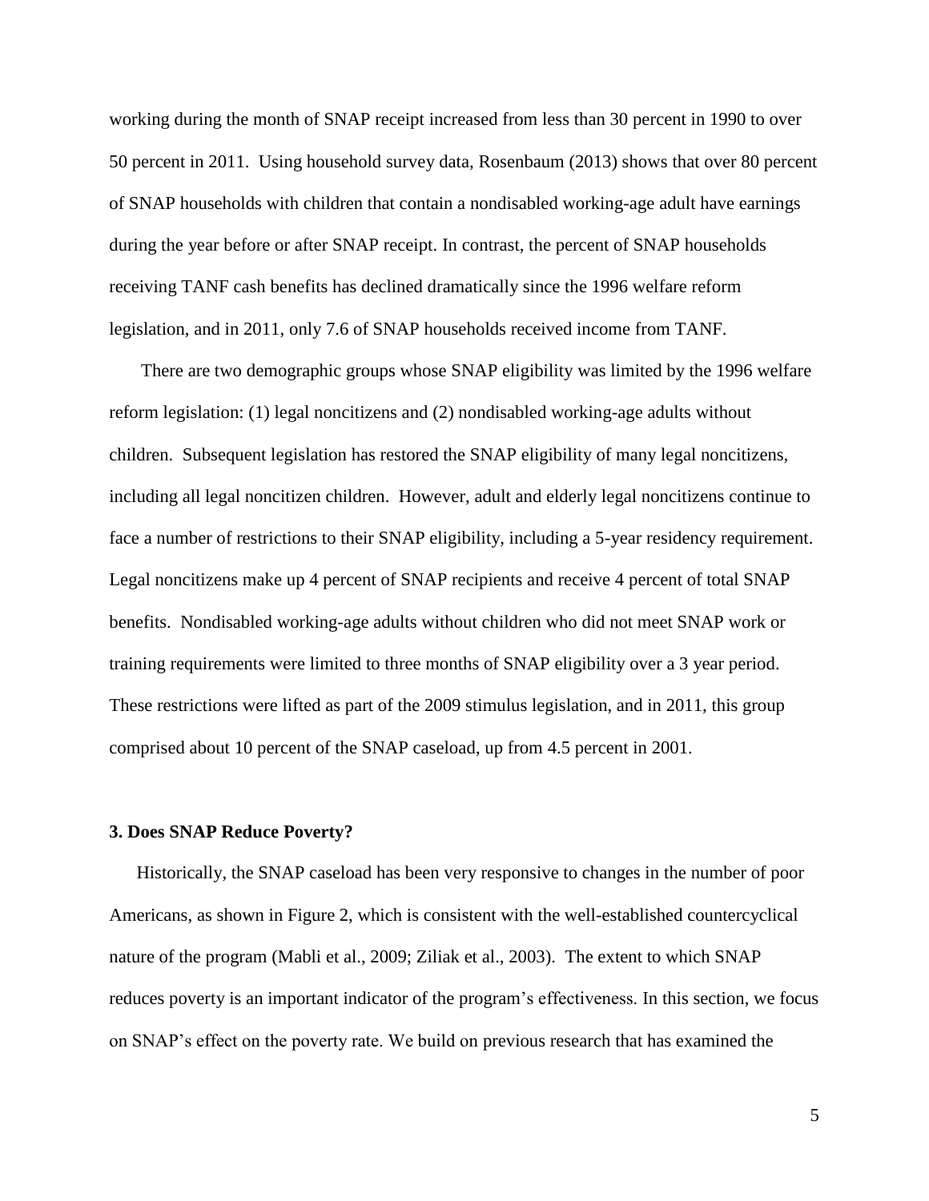working during the month of SNAP receipt increased from less than 30 percent in 1990 to over 50 percent in 2011. Using household survey data, Rosenbaum (2013) shows that over 80 percent of SNAP households with children that contain a nondisabled working-age adult have earnings during the year before or after SNAP receipt. In contrast, the percent of SNAP households receiving TANF cash benefits has declined dramatically since the 1996 welfare reform legislation, and in 2011, only 7.6 of SNAP households received income from TANF.

There are two demographic groups whose SNAP eligibility was limited by the 1996 welfare reform legislation: (1) legal noncitizens and (2) nondisabled working-age adults without children. Subsequent legislation has restored the SNAP eligibility of many legal noncitizens, including all legal noncitizen children. However, adult and elderly legal noncitizens continue to face a number of restrictions to their SNAP eligibility, including a 5-year residency requirement. Legal noncitizens make up 4 percent of SNAP recipients and receive 4 percent of total SNAP benefits. Nondisabled working-age adults without children who did not meet SNAP work or training requirements were limited to three months of SNAP eligibility over a 3 year period. These restrictions were lifted as part of the 2009 stimulus legislation, and in 2011, this group comprised about 10 percent of the SNAP caseload, up from 4.5 percent in 2001.

### 3. Does SNAP Reduce Poverty?

Historically, the SNAP caseload has been very responsive to changes in the number of poor Americans, as shown in Figure 2, which is consistent with the well-established countercyclical nature of the program (Mabli et al., 2009; Ziliak et al., 2003). The extent to which SNAP reduces poverty is an important indicator of the program's effectiveness. In this section, we focus on SNAP's effect on the poverty rate. We build on previous research that has examined the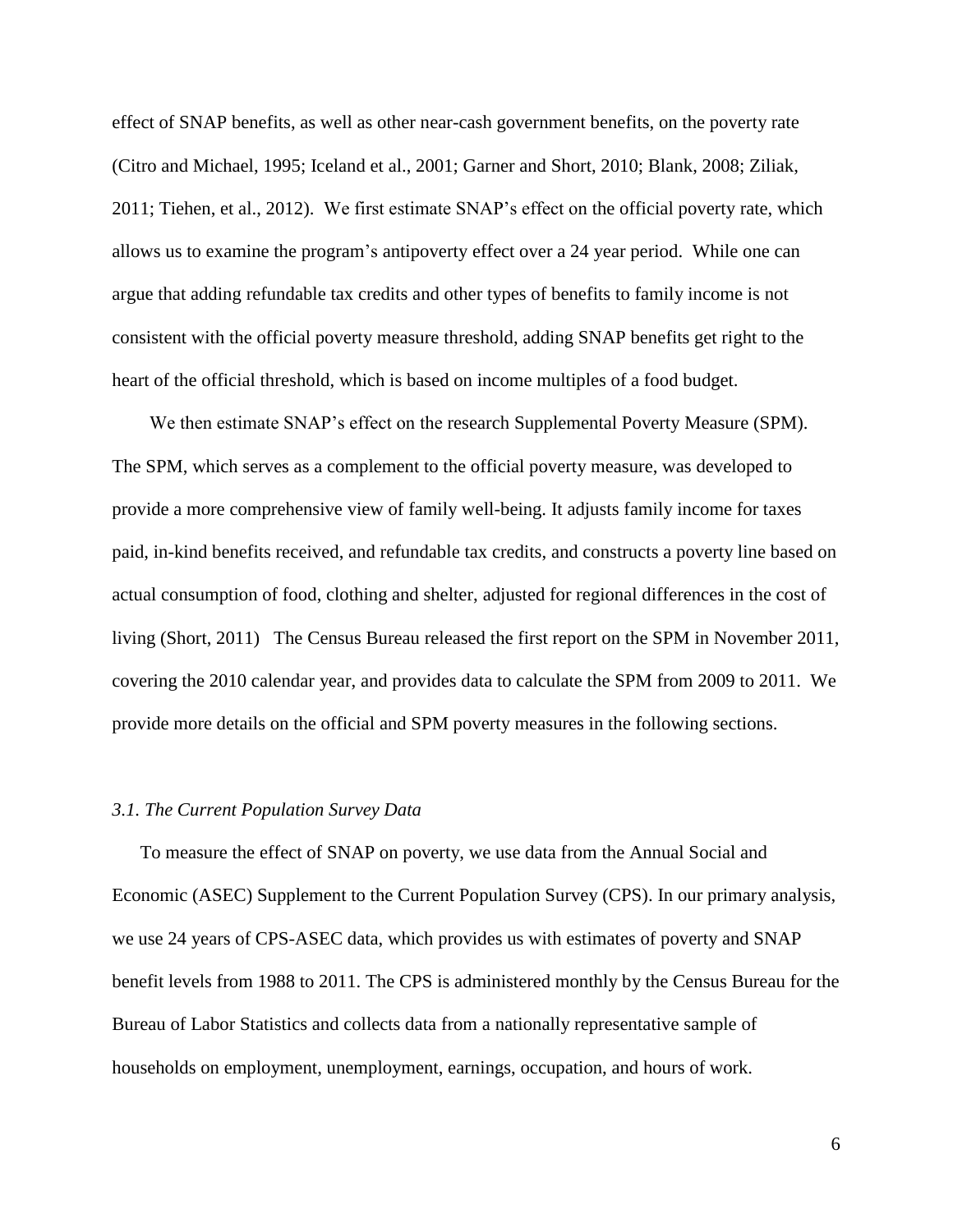effect of SNAP benefits, as well as other near-cash government benefits, on the poverty rate (Citro and Michael, 1995; Iceland et al., 2001; Garner and Short, 2010; Blank, 2008; Ziliak, 2011; Tiehen, et al., 2012). We first estimate SNAP's effect on the official poverty rate, which allows us to examine the program's antipoverty effect over a 24 year period. While one can argue that adding refundable tax credits and other types of benefits to family income is not consistent with the official poverty measure threshold, adding SNAP benefits get right to the heart of the official threshold, which is based on income multiples of a food budget.

We then estimate SNAP's effect on the research Supplemental Poverty Measure (SPM). The SPM, which serves as a complement to the official poverty measure, was developed to provide a more comprehensive view of family well-being. It adjusts family income for taxes paid, in-kind benefits received, and refundable tax credits, and constructs a poverty line based on actual consumption of food, clothing and shelter, adjusted for regional differences in the cost of living (Short, 2011) The Census Bureau released the first report on the SPM in November 2011, covering the 2010 calendar year, and provides data to calculate the SPM from 2009 to 2011. We provide more details on the official and SPM poverty measures in the following sections.

### *3.1. The Current Population Survey Data*

To measure the effect of SNAP on poverty, we use data from the Annual Social and Economic (ASEC) Supplement to the Current Population Survey (CPS). In our primary analysis, we use 24 years of CPS-ASEC data, which provides us with estimates of poverty and SNAP benefit levels from 1988 to 2011. The CPS is administered monthly by the Census Bureau for the Bureau of Labor Statistics and collects data from a nationally representative sample of households on employment, unemployment, earnings, occupation, and hours of work.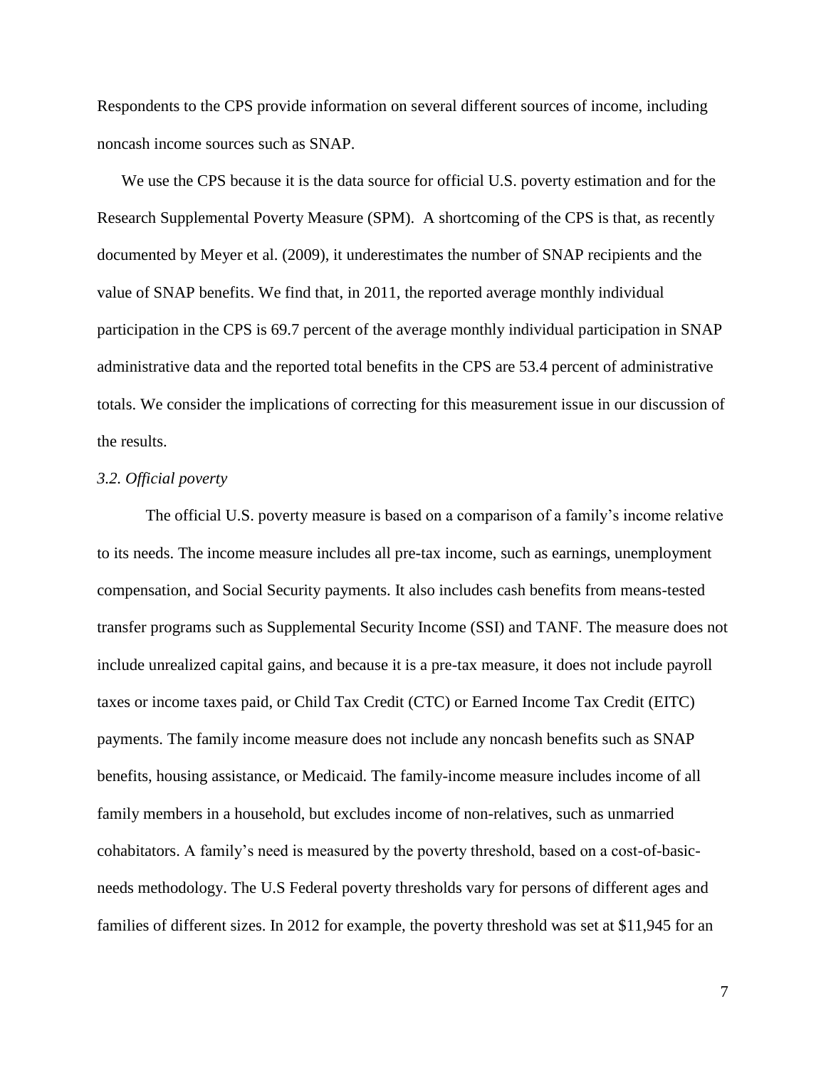Respondents to the CPS provide information on several different sources of income, including noncash income sources such as SNAP.

We use the CPS because it is the data source for official U.S. poverty estimation and for the Research Supplemental Poverty Measure (SPM). A shortcoming of the CPS is that, as recently documented by Meyer et al. (2009), it underestimates the number of SNAP recipients and the value of SNAP benefits. We find that, in 2011, the reported average monthly individual participation in the CPS is 69.7 percent of the average monthly individual participation in SNAP administrative data and the reported total benefits in the CPS are 53.4 percent of administrative totals. We consider the implications of correcting for this measurement issue in our discussion of the results.

### *3.2. Official poverty*

The official U.S. poverty measure is based on a comparison of a family's income relative to its needs. The income measure includes all pre-tax income, such as earnings, unemployment compensation, and Social Security payments. It also includes cash benefits from means-tested transfer programs such as Supplemental Security Income (SSI) and TANF. The measure does not include unrealized capital gains, and because it is a pre-tax measure, it does not include payroll taxes or income taxes paid, or Child Tax Credit (CTC) or Earned Income Tax Credit (EITC) payments. The family income measure does not include any noncash benefits such as SNAP benefits, housing assistance, or Medicaid. The family-income measure includes income of all family members in a household, but excludes income of non-relatives, such as unmarried cohabitators. A family's need is measured by the poverty threshold, based on a cost-of-basic-needs methodology. The U.S Federal poverty thresholds vary for persons of different ages and families of different sizes. In 2012 for example, the poverty threshold was set at $11,945 for an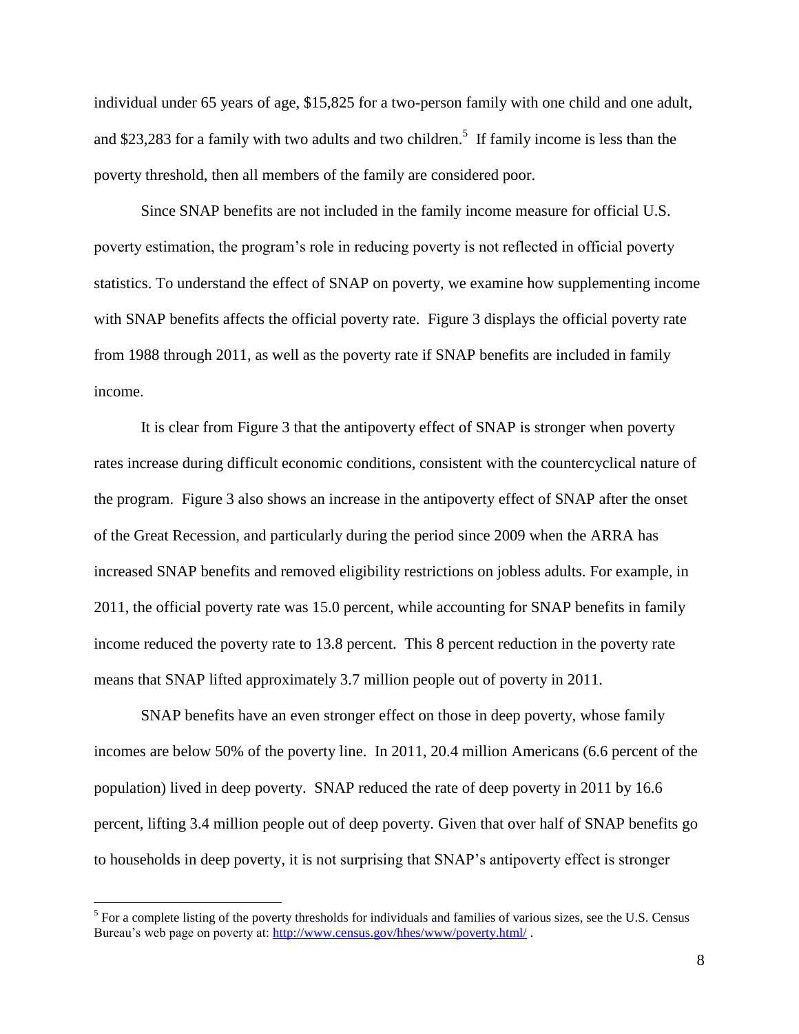individual under 65 years of age, $15,825 for a two-person family with one child and one adult, and $23,283 for a family with two adults and two children.[5] If family income is less than the poverty threshold, then all members of the family are considered poor.

Since SNAP benefits are not included in the family income measure for official U.S. poverty estimation, the program's role in reducing poverty is not reflected in official poverty statistics. To understand the effect of SNAP on poverty, we examine how supplementing income with SNAP benefits affects the official poverty rate. Figure 3 displays the official poverty rate from 1988 through 2011, as well as the poverty rate if SNAP benefits are included in family income.

It is clear from Figure 3 that the antipoverty effect of SNAP is stronger when poverty rates increase during difficult economic conditions, consistent with the countercyclical nature of the program. Figure 3 also shows an increase in the antipoverty effect of SNAP after the onset of the Great Recession, and particularly during the period since 2009 when the ARRA has increased SNAP benefits and removed eligibility restrictions on jobless adults. For example, in 2011, the official poverty rate was 15.0 percent, while accounting for SNAP benefits in family income reduced the poverty rate to 13.8 percent. This 8 percent reduction in the poverty rate means that SNAP lifted approximately 3.7 million people out of poverty in 2011.

SNAP benefits have an even stronger effect on those in deep poverty, whose family incomes are below 50% of the poverty line. In 2011, 20.4 million Americans (6.6 percent of the population) lived in deep poverty. SNAP reduced the rate of deep poverty in 2011 by 16.6 percent, lifting 3.4 million people out of deep poverty. Given that over half of SNAP benefits go to households in deep poverty, it is not surprising that SNAP's antipoverty effect is stronger

---

[5] For a complete listing of the poverty thresholds for individuals and families of various sizes, see the U.S. Census Bureau's web page on poverty at: http://www.census.gov/hhes/www/poverty.html/ .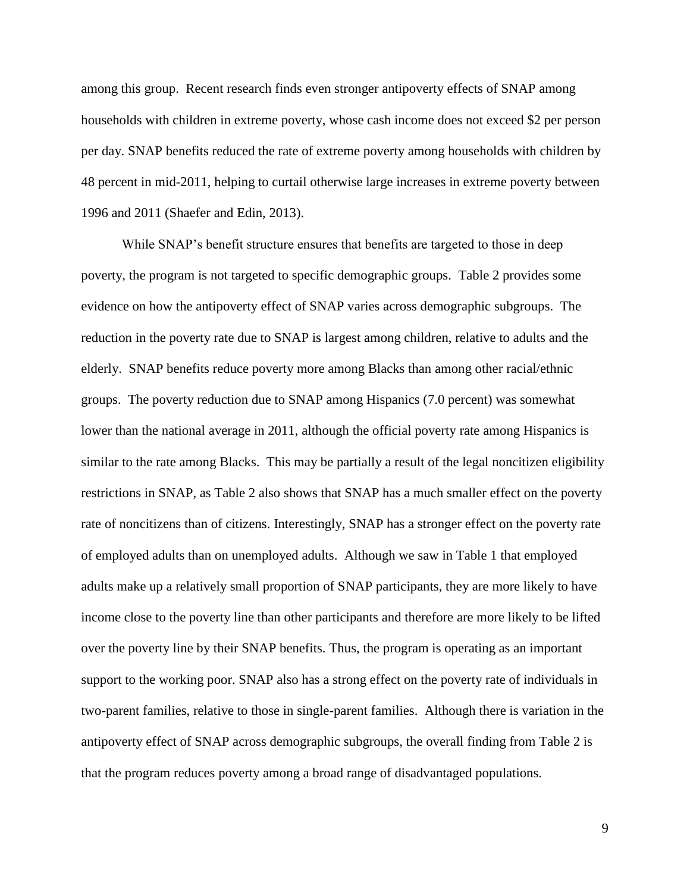among this group. Recent research finds even stronger antipoverty effects of SNAP among households with children in extreme poverty, whose cash income does not exceed $2 per person per day. SNAP benefits reduced the rate of extreme poverty among households with children by 48 percent in mid-2011, helping to curtail otherwise large increases in extreme poverty between 1996 and 2011 (Shaefer and Edin, 2013).

While SNAP's benefit structure ensures that benefits are targeted to those in deep poverty, the program is not targeted to specific demographic groups. Table 2 provides some evidence on how the antipoverty effect of SNAP varies across demographic subgroups. The reduction in the poverty rate due to SNAP is largest among children, relative to adults and the elderly. SNAP benefits reduce poverty more among Blacks than among other racial/ethnic groups. The poverty reduction due to SNAP among Hispanics (7.0 percent) was somewhat lower than the national average in 2011, although the official poverty rate among Hispanics is similar to the rate among Blacks. This may be partially a result of the legal noncitizen eligibility restrictions in SNAP, as Table 2 also shows that SNAP has a much smaller effect on the poverty rate of noncitizens than of citizens. Interestingly, SNAP has a stronger effect on the poverty rate of employed adults than on unemployed adults. Although we saw in Table 1 that employed adults make up a relatively small proportion of SNAP participants, they are more likely to have income close to the poverty line than other participants and therefore are more likely to be lifted over the poverty line by their SNAP benefits. Thus, the program is operating as an important support to the working poor. SNAP also has a strong effect on the poverty rate of individuals in two-parent families, relative to those in single-parent families. Although there is variation in the antipoverty effect of SNAP across demographic subgroups, the overall finding from Table 2 is that the program reduces poverty among a broad range of disadvantaged populations.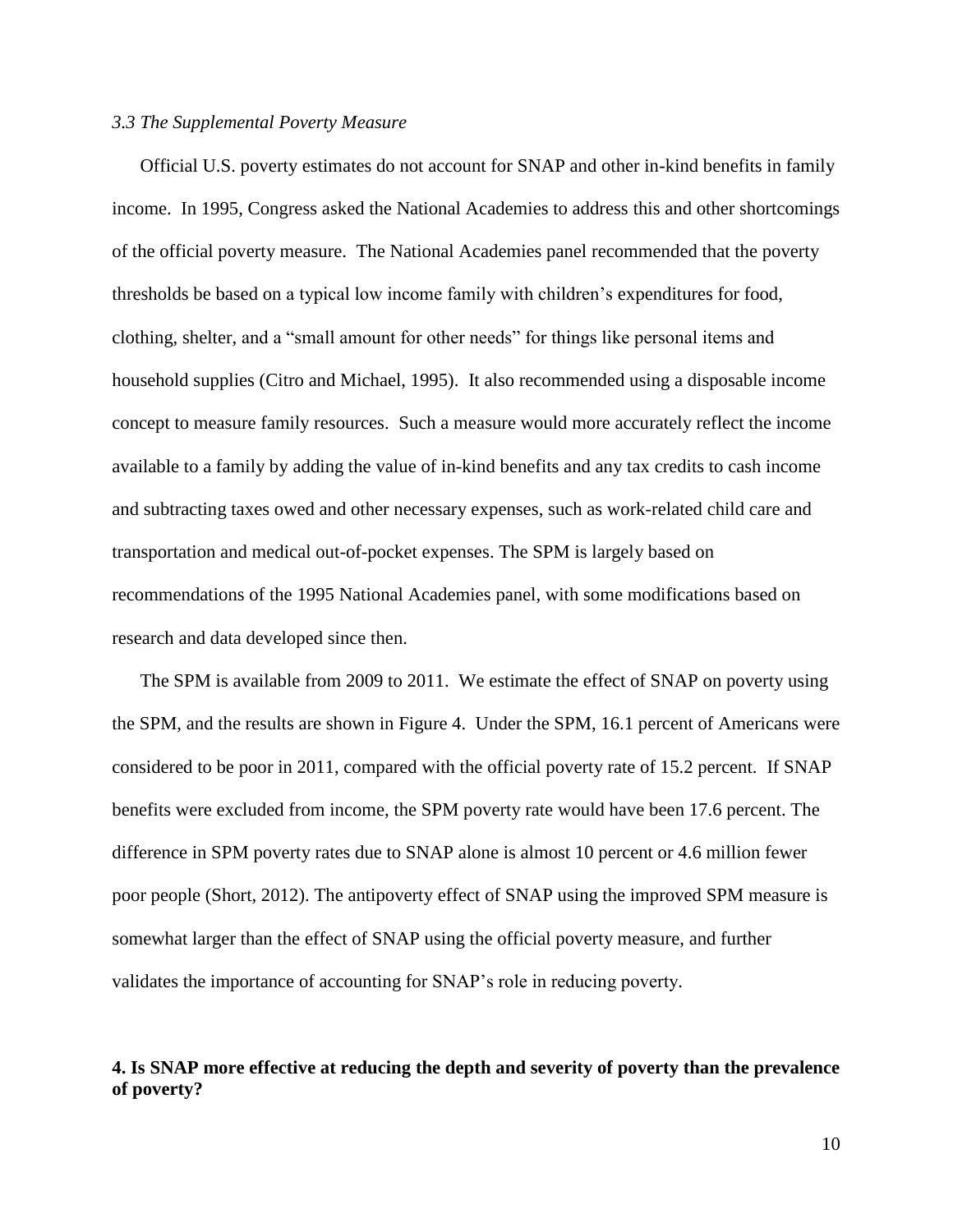### *3.3 The Supplemental Poverty Measure*

Official U.S. poverty estimates do not account for SNAP and other in-kind benefits in family income. In 1995, Congress asked the National Academies to address this and other shortcomings of the official poverty measure. The National Academies panel recommended that the poverty thresholds be based on a typical low income family with children's expenditures for food, clothing, shelter, and a "small amount for other needs" for things like personal items and household supplies (Citro and Michael, 1995). It also recommended using a disposable income concept to measure family resources. Such a measure would more accurately reflect the income available to a family by adding the value of in-kind benefits and any tax credits to cash income and subtracting taxes owed and other necessary expenses, such as work-related child care and transportation and medical out-of-pocket expenses. The SPM is largely based on recommendations of the 1995 National Academies panel, with some modifications based on research and data developed since then.

The SPM is available from 2009 to 2011. We estimate the effect of SNAP on poverty using the SPM, and the results are shown in Figure 4. Under the SPM, 16.1 percent of Americans were considered to be poor in 2011, compared with the official poverty rate of 15.2 percent. If SNAP benefits were excluded from income, the SPM poverty rate would have been 17.6 percent. The difference in SPM poverty rates due to SNAP alone is almost 10 percent or 4.6 million fewer poor people (Short, 2012). The antipoverty effect of SNAP using the improved SPM measure is somewhat larger than the effect of SNAP using the official poverty measure, and further validates the importance of accounting for SNAP's role in reducing poverty.

## 4. Is SNAP more effective at reducing the depth and severity of poverty than the prevalence of poverty?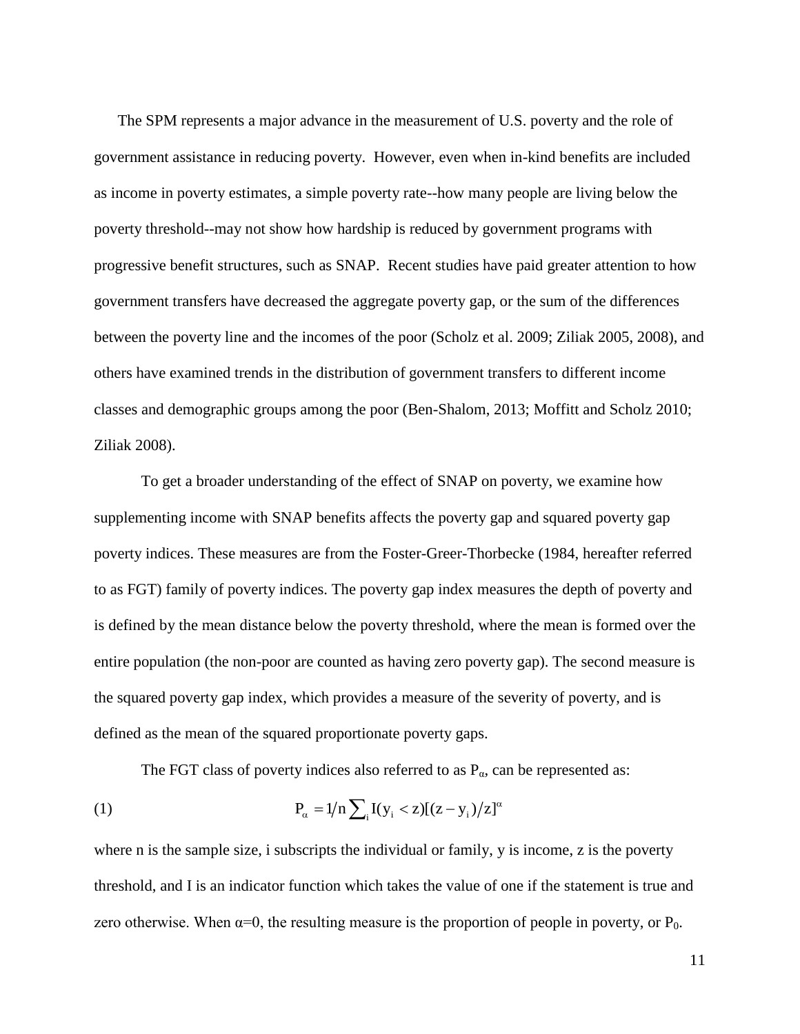The SPM represents a major advance in the measurement of U.S. poverty and the role of government assistance in reducing poverty. However, even when in-kind benefits are included as income in poverty estimates, a simple poverty rate--how many people are living below the poverty threshold--may not show how hardship is reduced by government programs with progressive benefit structures, such as SNAP. Recent studies have paid greater attention to how government transfers have decreased the aggregate poverty gap, or the sum of the differences between the poverty line and the incomes of the poor (Scholz et al. 2009; Ziliak 2005, 2008), and others have examined trends in the distribution of government transfers to different income classes and demographic groups among the poor (Ben-Shalom, 2013; Moffitt and Scholz 2010; Ziliak 2008).

To get a broader understanding of the effect of SNAP on poverty, we examine how supplementing income with SNAP benefits affects the poverty gap and squared poverty gap poverty indices. These measures are from the Foster-Greer-Thorbecke (1984, hereafter referred to as FGT) family of poverty indices. The poverty gap index measures the depth of poverty and is defined by the mean distance below the poverty threshold, where the mean is formed over the entire population (the non-poor are counted as having zero poverty gap). The second measure is the squared poverty gap index, which provides a measure of the severity of poverty, and is defined as the mean of the squared proportionate poverty gaps.

The FGT class of poverty indices also referred to as $P_\alpha$, can be represented as:

$$P_\alpha = 1/n \sum_i I(y_i < z)[(z - y_i)/z]^\alpha \tag{1}$$

where n is the sample size, i subscripts the individual or family, y is income, z is the poverty threshold, and I is an indicator function which takes the value of one if the statement is true and zero otherwise. When $\alpha$=0, the resulting measure is the proportion of people in poverty, or $P_0$.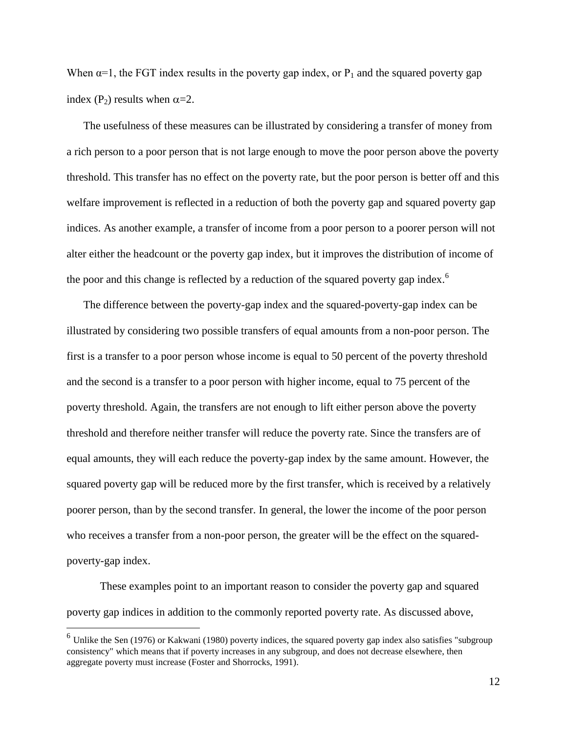When $\alpha$=1, the FGT index results in the poverty gap index, or $P_1$ and the squared poverty gap index ($P_2$) results when $\alpha$=2.

The usefulness of these measures can be illustrated by considering a transfer of money from a rich person to a poor person that is not large enough to move the poor person above the poverty threshold. This transfer has no effect on the poverty rate, but the poor person is better off and this welfare improvement is reflected in a reduction of both the poverty gap and squared poverty gap indices. As another example, a transfer of income from a poor person to a poorer person will not alter either the headcount or the poverty gap index, but it improves the distribution of income of the poor and this change is reflected by a reduction of the squared poverty gap index.[6]

The difference between the poverty-gap index and the squared-poverty-gap index can be illustrated by considering two possible transfers of equal amounts from a non-poor person. The first is a transfer to a poor person whose income is equal to 50 percent of the poverty threshold and the second is a transfer to a poor person with higher income, equal to 75 percent of the poverty threshold. Again, the transfers are not enough to lift either person above the poverty threshold and therefore neither transfer will reduce the poverty rate. Since the transfers are of equal amounts, they will each reduce the poverty-gap index by the same amount. However, the squared poverty gap will be reduced more by the first transfer, which is received by a relatively poorer person, than by the second transfer. In general, the lower the income of the poor person who receives a transfer from a non-poor person, the greater will be the effect on the squared-poverty-gap index.

These examples point to an important reason to consider the poverty gap and squared poverty gap indices in addition to the commonly reported poverty rate. As discussed above,

[6] Unlike the Sen (1976) or Kakwani (1980) poverty indices, the squared poverty gap index also satisfies "subgroup consistency" which means that if poverty increases in any subgroup, and does not decrease elsewhere, then aggregate poverty must increase (Foster and Shorrocks, 1991).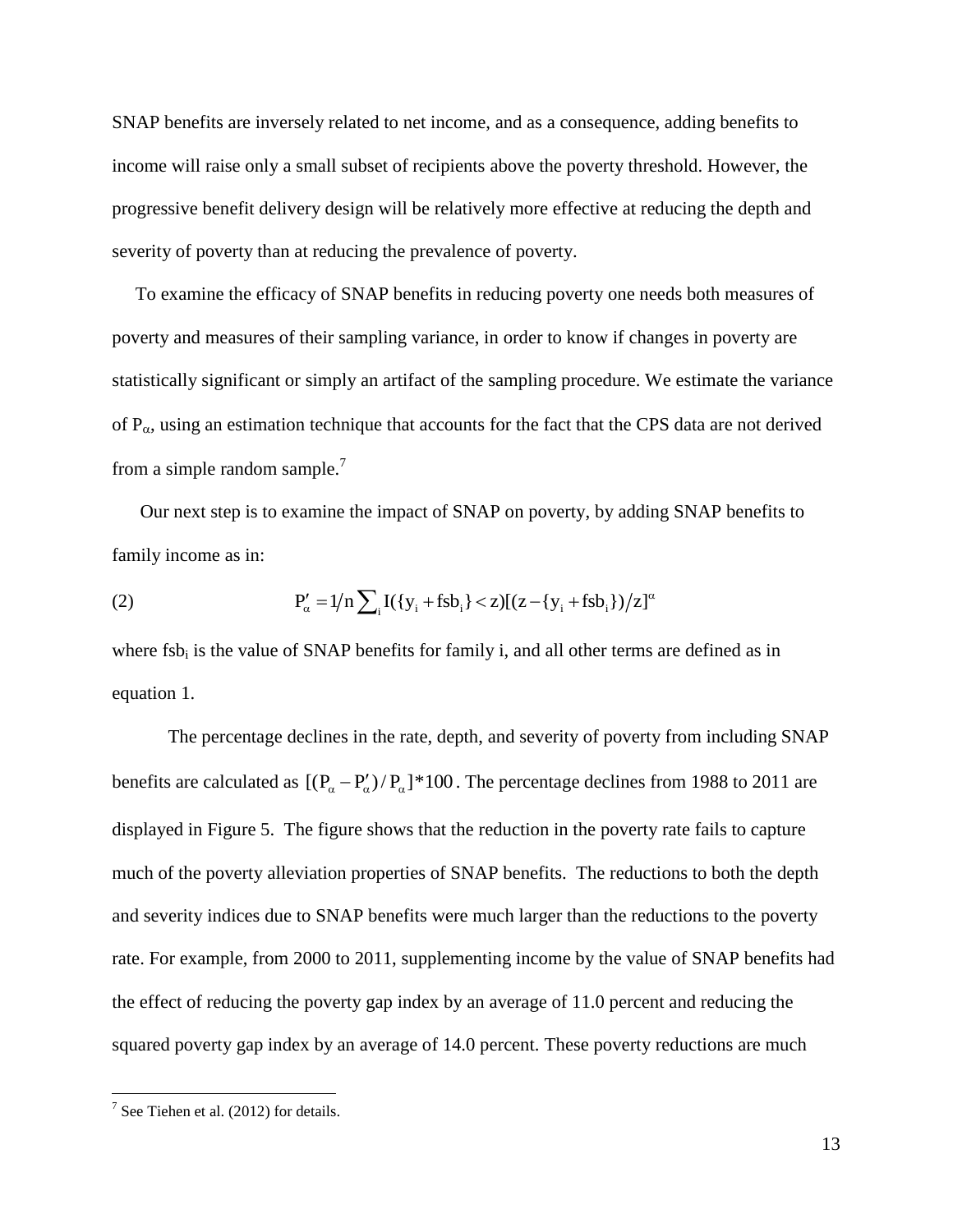SNAP benefits are inversely related to net income, and as a consequence, adding benefits to income will raise only a small subset of recipients above the poverty threshold. However, the progressive benefit delivery design will be relatively more effective at reducing the depth and severity of poverty than at reducing the prevalence of poverty.

To examine the efficacy of SNAP benefits in reducing poverty one needs both measures of poverty and measures of their sampling variance, in order to know if changes in poverty are statistically significant or simply an artifact of the sampling procedure. We estimate the variance of $P_\alpha$, using an estimation technique that accounts for the fact that the CPS data are not derived from a simple random sample.[7]

Our next step is to examine the impact of SNAP on poverty, by adding SNAP benefits to family income as in:

$$P'_\alpha = 1/n \sum_i I(\{y_i + fsb_i\} < z)[(z - \{y_i + fsb_i\})/z]^\alpha \quad (2)$$

where $fsb_i$ is the value of SNAP benefits for family i, and all other terms are defined as in equation 1.

The percentage declines in the rate, depth, and severity of poverty from including SNAP benefits are calculated as $[(P_\alpha - P'_\alpha)/P_\alpha]*100$. The percentage declines from 1988 to 2011 are displayed in Figure 5. The figure shows that the reduction in the poverty rate fails to capture much of the poverty alleviation properties of SNAP benefits. The reductions to both the depth and severity indices due to SNAP benefits were much larger than the reductions to the poverty rate. For example, from 2000 to 2011, supplementing income by the value of SNAP benefits had the effect of reducing the poverty gap index by an average of 11.0 percent and reducing the squared poverty gap index by an average of 14.0 percent. These poverty reductions are much

[7] See Tiehen et al. (2012) for details.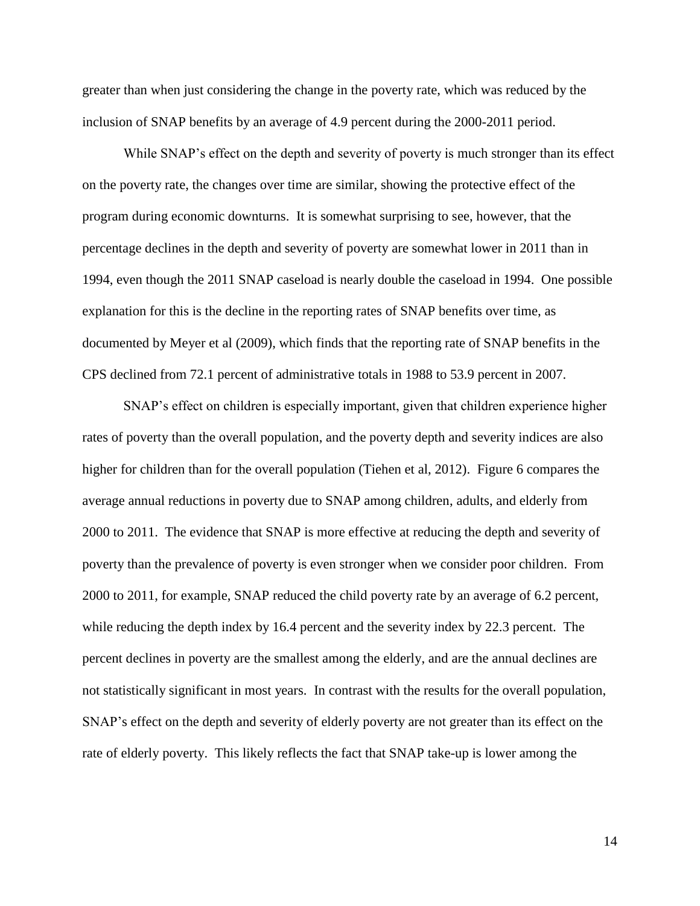greater than when just considering the change in the poverty rate, which was reduced by the inclusion of SNAP benefits by an average of 4.9 percent during the 2000-2011 period.

While SNAP's effect on the depth and severity of poverty is much stronger than its effect on the poverty rate, the changes over time are similar, showing the protective effect of the program during economic downturns. It is somewhat surprising to see, however, that the percentage declines in the depth and severity of poverty are somewhat lower in 2011 than in 1994, even though the 2011 SNAP caseload is nearly double the caseload in 1994. One possible explanation for this is the decline in the reporting rates of SNAP benefits over time, as documented by Meyer et al (2009), which finds that the reporting rate of SNAP benefits in the CPS declined from 72.1 percent of administrative totals in 1988 to 53.9 percent in 2007.

SNAP's effect on children is especially important, given that children experience higher rates of poverty than the overall population, and the poverty depth and severity indices are also higher for children than for the overall population (Tiehen et al, 2012). Figure 6 compares the average annual reductions in poverty due to SNAP among children, adults, and elderly from 2000 to 2011. The evidence that SNAP is more effective at reducing the depth and severity of poverty than the prevalence of poverty is even stronger when we consider poor children. From 2000 to 2011, for example, SNAP reduced the child poverty rate by an average of 6.2 percent, while reducing the depth index by 16.4 percent and the severity index by 22.3 percent. The percent declines in poverty are the smallest among the elderly, and are the annual declines are not statistically significant in most years. In contrast with the results for the overall population, SNAP's effect on the depth and severity of elderly poverty are not greater than its effect on the rate of elderly poverty. This likely reflects the fact that SNAP take-up is lower among the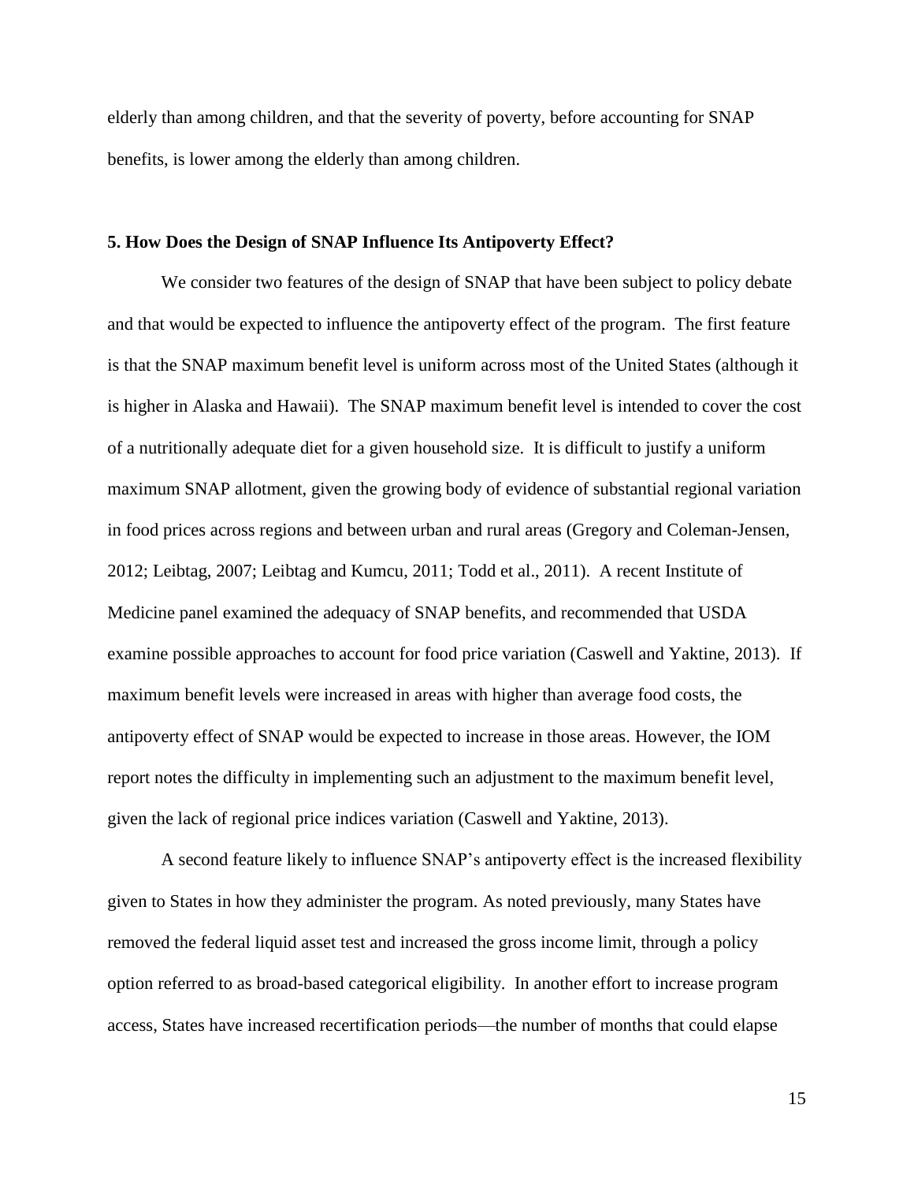elderly than among children, and that the severity of poverty, before accounting for SNAP benefits, is lower among the elderly than among children.

### 5. How Does the Design of SNAP Influence Its Antipoverty Effect?

We consider two features of the design of SNAP that have been subject to policy debate and that would be expected to influence the antipoverty effect of the program. The first feature is that the SNAP maximum benefit level is uniform across most of the United States (although it is higher in Alaska and Hawaii). The SNAP maximum benefit level is intended to cover the cost of a nutritionally adequate diet for a given household size. It is difficult to justify a uniform maximum SNAP allotment, given the growing body of evidence of substantial regional variation in food prices across regions and between urban and rural areas (Gregory and Coleman-Jensen, 2012; Leibtag, 2007; Leibtag and Kumcu, 2011; Todd et al., 2011). A recent Institute of Medicine panel examined the adequacy of SNAP benefits, and recommended that USDA examine possible approaches to account for food price variation (Caswell and Yaktine, 2013). If maximum benefit levels were increased in areas with higher than average food costs, the antipoverty effect of SNAP would be expected to increase in those areas. However, the IOM report notes the difficulty in implementing such an adjustment to the maximum benefit level, given the lack of regional price indices variation (Caswell and Yaktine, 2013).

A second feature likely to influence SNAP's antipoverty effect is the increased flexibility given to States in how they administer the program. As noted previously, many States have removed the federal liquid asset test and increased the gross income limit, through a policy option referred to as broad-based categorical eligibility. In another effort to increase program access, States have increased recertification periods—the number of months that could elapse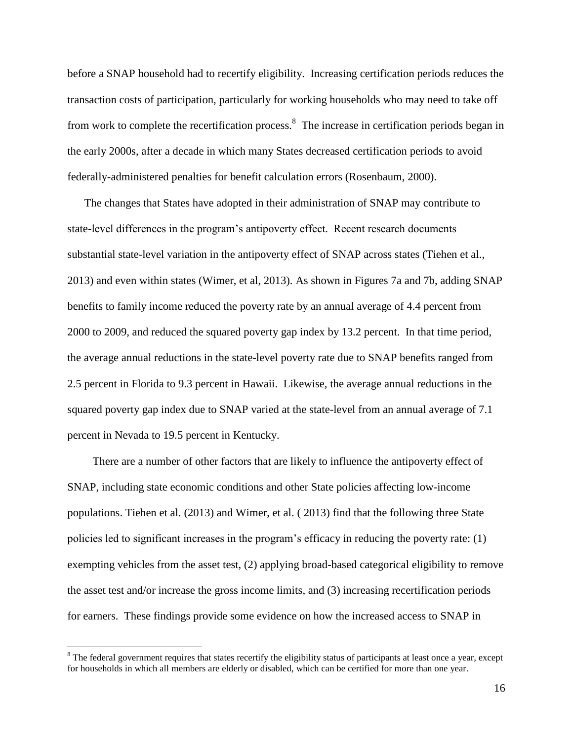before a SNAP household had to recertify eligibility. Increasing certification periods reduces the transaction costs of participation, particularly for working households who may need to take off from work to complete the recertification process.[8] The increase in certification periods began in the early 2000s, after a decade in which many States decreased certification periods to avoid federally-administered penalties for benefit calculation errors (Rosenbaum, 2000).

The changes that States have adopted in their administration of SNAP may contribute to state-level differences in the program's antipoverty effect. Recent research documents substantial state-level variation in the antipoverty effect of SNAP across states (Tiehen et al., 2013) and even within states (Wimer, et al, 2013). As shown in Figures 7a and 7b, adding SNAP benefits to family income reduced the poverty rate by an annual average of 4.4 percent from 2000 to 2009, and reduced the squared poverty gap index by 13.2 percent. In that time period, the average annual reductions in the state-level poverty rate due to SNAP benefits ranged from 2.5 percent in Florida to 9.3 percent in Hawaii. Likewise, the average annual reductions in the squared poverty gap index due to SNAP varied at the state-level from an annual average of 7.1 percent in Nevada to 19.5 percent in Kentucky.

There are a number of other factors that are likely to influence the antipoverty effect of SNAP, including state economic conditions and other State policies affecting low-income populations. Tiehen et al. (2013) and Wimer, et al. ( 2013) find that the following three State policies led to significant increases in the program's efficacy in reducing the poverty rate: (1) exempting vehicles from the asset test, (2) applying broad-based categorical eligibility to remove the asset test and/or increase the gross income limits, and (3) increasing recertification periods for earners. These findings provide some evidence on how the increased access to SNAP in

[8] The federal government requires that states recertify the eligibility status of participants at least once a year, except for households in which all members are elderly or disabled, which can be certified for more than one year.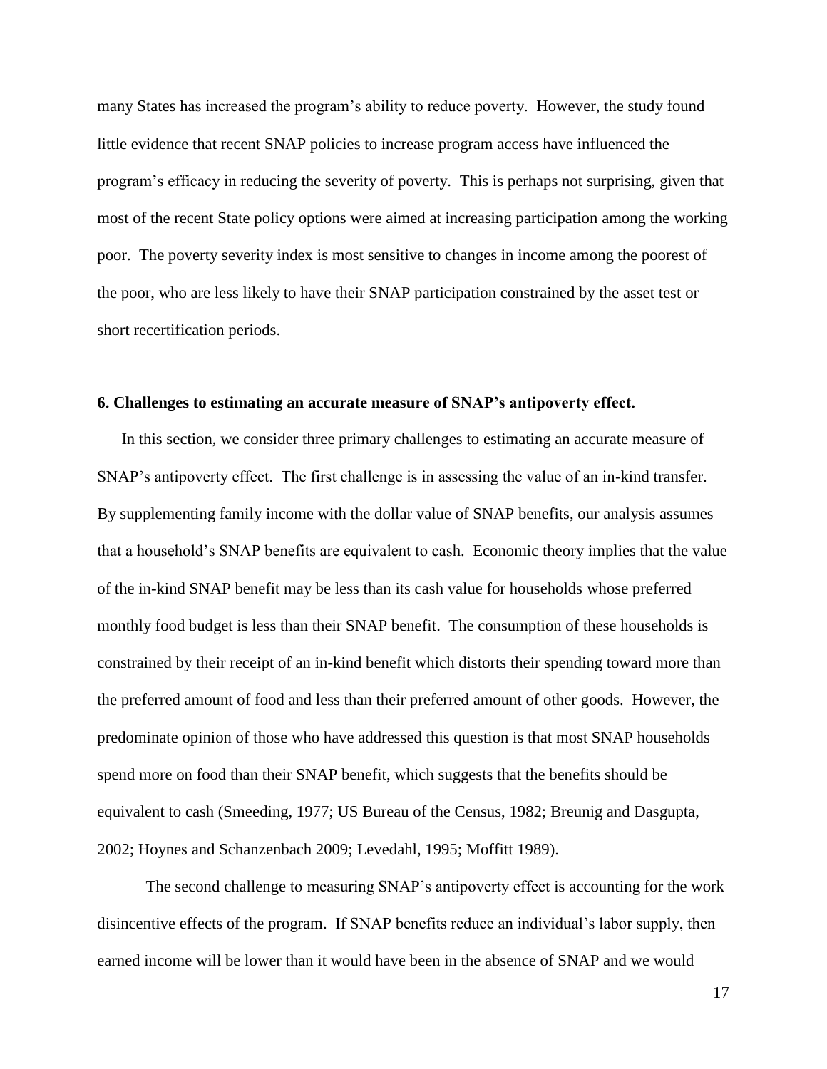many States has increased the program's ability to reduce poverty. However, the study found little evidence that recent SNAP policies to increase program access have influenced the program's efficacy in reducing the severity of poverty. This is perhaps not surprising, given that most of the recent State policy options were aimed at increasing participation among the working poor. The poverty severity index is most sensitive to changes in income among the poorest of the poor, who are less likely to have their SNAP participation constrained by the asset test or short recertification periods.

## 6. Challenges to estimating an accurate measure of SNAP's antipoverty effect.

In this section, we consider three primary challenges to estimating an accurate measure of SNAP's antipoverty effect. The first challenge is in assessing the value of an in-kind transfer. By supplementing family income with the dollar value of SNAP benefits, our analysis assumes that a household's SNAP benefits are equivalent to cash. Economic theory implies that the value of the in-kind SNAP benefit may be less than its cash value for households whose preferred monthly food budget is less than their SNAP benefit. The consumption of these households is constrained by their receipt of an in-kind benefit which distorts their spending toward more than the preferred amount of food and less than their preferred amount of other goods. However, the predominate opinion of those who have addressed this question is that most SNAP households spend more on food than their SNAP benefit, which suggests that the benefits should be equivalent to cash (Smeeding, 1977; US Bureau of the Census, 1982; Breunig and Dasgupta, 2002; Hoynes and Schanzenbach 2009; Levedahl, 1995; Moffitt 1989).

The second challenge to measuring SNAP's antipoverty effect is accounting for the work disincentive effects of the program. If SNAP benefits reduce an individual's labor supply, then earned income will be lower than it would have been in the absence of SNAP and we would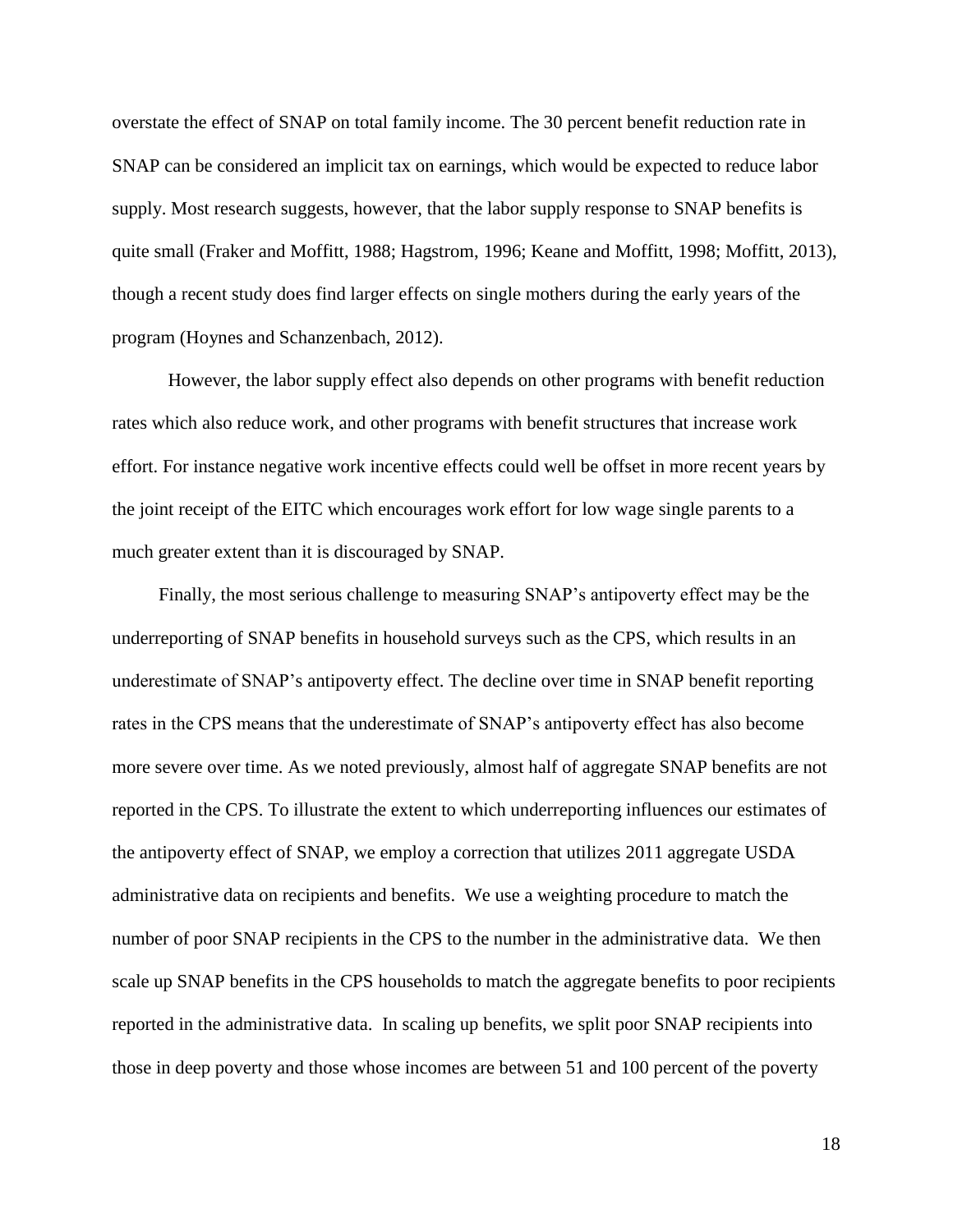overstate the effect of SNAP on total family income. The 30 percent benefit reduction rate in SNAP can be considered an implicit tax on earnings, which would be expected to reduce labor supply. Most research suggests, however, that the labor supply response to SNAP benefits is quite small (Fraker and Moffitt, 1988; Hagstrom, 1996; Keane and Moffitt, 1998; Moffitt, 2013), though a recent study does find larger effects on single mothers during the early years of the program (Hoynes and Schanzenbach, 2012).

However, the labor supply effect also depends on other programs with benefit reduction rates which also reduce work, and other programs with benefit structures that increase work effort. For instance negative work incentive effects could well be offset in more recent years by the joint receipt of the EITC which encourages work effort for low wage single parents to a much greater extent than it is discouraged by SNAP.

Finally, the most serious challenge to measuring SNAP's antipoverty effect may be the underreporting of SNAP benefits in household surveys such as the CPS, which results in an underestimate of SNAP's antipoverty effect. The decline over time in SNAP benefit reporting rates in the CPS means that the underestimate of SNAP's antipoverty effect has also become more severe over time. As we noted previously, almost half of aggregate SNAP benefits are not reported in the CPS. To illustrate the extent to which underreporting influences our estimates of the antipoverty effect of SNAP, we employ a correction that utilizes 2011 aggregate USDA administrative data on recipients and benefits. We use a weighting procedure to match the number of poor SNAP recipients in the CPS to the number in the administrative data. We then scale up SNAP benefits in the CPS households to match the aggregate benefits to poor recipients reported in the administrative data. In scaling up benefits, we split poor SNAP recipients into those in deep poverty and those whose incomes are between 51 and 100 percent of the poverty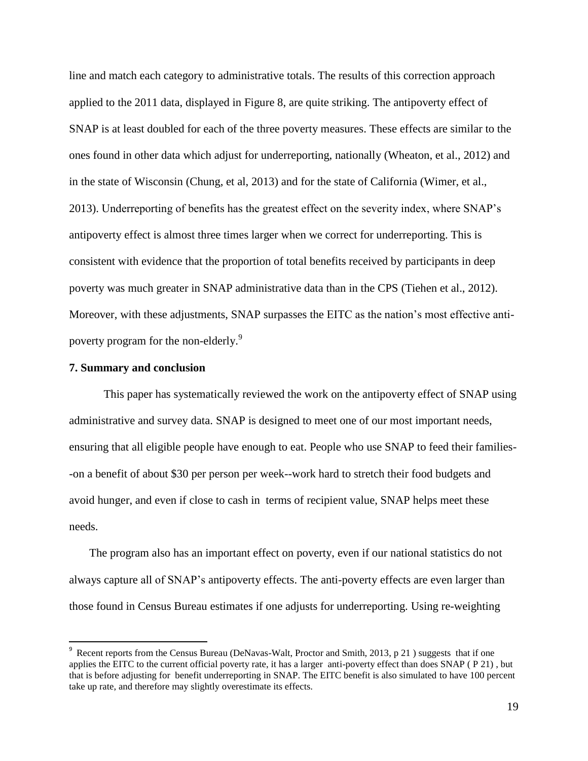line and match each category to administrative totals. The results of this correction approach applied to the 2011 data, displayed in Figure 8, are quite striking. The antipoverty effect of SNAP is at least doubled for each of the three poverty measures. These effects are similar to the ones found in other data which adjust for underreporting, nationally (Wheaton, et al., 2012) and in the state of Wisconsin (Chung, et al, 2013) and for the state of California (Wimer, et al., 2013). Underreporting of benefits has the greatest effect on the severity index, where SNAP's antipoverty effect is almost three times larger when we correct for underreporting. This is consistent with evidence that the proportion of total benefits received by participants in deep poverty was much greater in SNAP administrative data than in the CPS (Tiehen et al., 2012). Moreover, with these adjustments, SNAP surpasses the EITC as the nation's most effective anti-poverty program for the non-elderly.[9]

### 7. Summary and conclusion

This paper has systematically reviewed the work on the antipoverty effect of SNAP using administrative and survey data. SNAP is designed to meet one of our most important needs, ensuring that all eligible people have enough to eat. People who use SNAP to feed their families--on a benefit of about $30 per person per week--work hard to stretch their food budgets and avoid hunger, and even if close to cash in terms of recipient value, SNAP helps meet these needs.

The program also has an important effect on poverty, even if our national statistics do not always capture all of SNAP's antipoverty effects. The anti-poverty effects are even larger than those found in Census Bureau estimates if one adjusts for underreporting. Using re-weighting

---

[9] Recent reports from the Census Bureau (DeNavas-Walt, Proctor and Smith, 2013, p 21 ) suggests that if one applies the EITC to the current official poverty rate, it has a larger anti-poverty effect than does SNAP ( P 21) , but that is before adjusting for benefit underreporting in SNAP. The EITC benefit is also simulated to have 100 percent take up rate, and therefore may slightly overestimate its effects.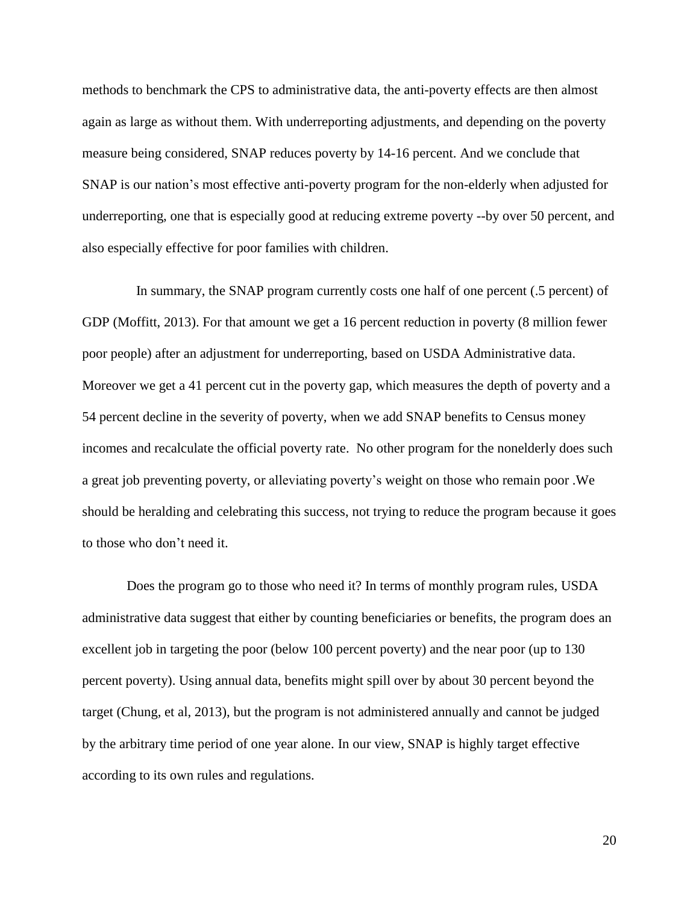methods to benchmark the CPS to administrative data, the anti-poverty effects are then almost again as large as without them. With underreporting adjustments, and depending on the poverty measure being considered, SNAP reduces poverty by 14-16 percent. And we conclude that SNAP is our nation's most effective anti-poverty program for the non-elderly when adjusted for underreporting, one that is especially good at reducing extreme poverty --by over 50 percent, and also especially effective for poor families with children.

In summary, the SNAP program currently costs one half of one percent (.5 percent) of GDP (Moffitt, 2013). For that amount we get a 16 percent reduction in poverty (8 million fewer poor people) after an adjustment for underreporting, based on USDA Administrative data. Moreover we get a 41 percent cut in the poverty gap, which measures the depth of poverty and a 54 percent decline in the severity of poverty, when we add SNAP benefits to Census money incomes and recalculate the official poverty rate. No other program for the nonelderly does such a great job preventing poverty, or alleviating poverty's weight on those who remain poor .We should be heralding and celebrating this success, not trying to reduce the program because it goes to those who don't need it.

Does the program go to those who need it? In terms of monthly program rules, USDA administrative data suggest that either by counting beneficiaries or benefits, the program does an excellent job in targeting the poor (below 100 percent poverty) and the near poor (up to 130 percent poverty). Using annual data, benefits might spill over by about 30 percent beyond the target (Chung, et al, 2013), but the program is not administered annually and cannot be judged by the arbitrary time period of one year alone. In our view, SNAP is highly target effective according to its own rules and regulations.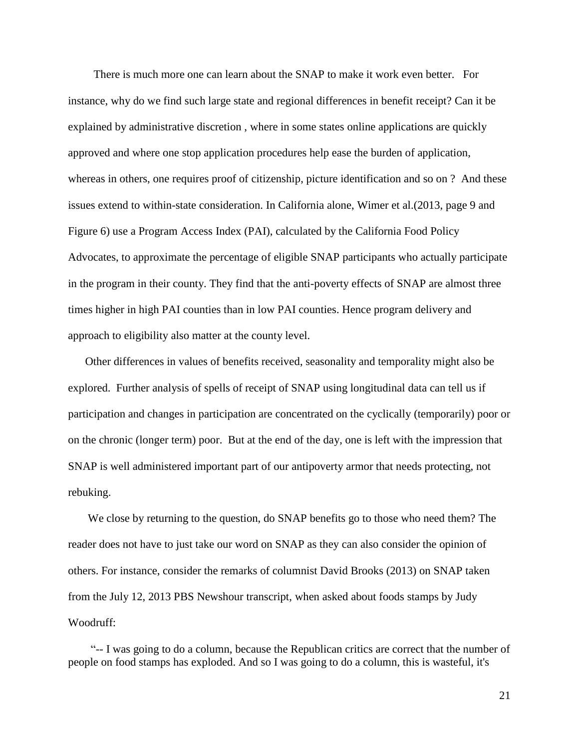There is much more one can learn about the SNAP to make it work even better. For instance, why do we find such large state and regional differences in benefit receipt? Can it be explained by administrative discretion , where in some states online applications are quickly approved and where one stop application procedures help ease the burden of application, whereas in others, one requires proof of citizenship, picture identification and so on ? And these issues extend to within-state consideration. In California alone, Wimer et al.(2013, page 9 and Figure 6) use a Program Access Index (PAI), calculated by the California Food Policy Advocates, to approximate the percentage of eligible SNAP participants who actually participate in the program in their county. They find that the anti-poverty effects of SNAP are almost three times higher in high PAI counties than in low PAI counties. Hence program delivery and approach to eligibility also matter at the county level.

Other differences in values of benefits received, seasonality and temporality might also be explored. Further analysis of spells of receipt of SNAP using longitudinal data can tell us if participation and changes in participation are concentrated on the cyclically (temporarily) poor or on the chronic (longer term) poor. But at the end of the day, one is left with the impression that SNAP is well administered important part of our antipoverty armor that needs protecting, not rebuking.

We close by returning to the question, do SNAP benefits go to those who need them? The reader does not have to just take our word on SNAP as they can also consider the opinion of others. For instance, consider the remarks of columnist David Brooks (2013) on SNAP taken from the July 12, 2013 PBS Newshour transcript, when asked about foods stamps by Judy Woodruff:

"-- I was going to do a column, because the Republican critics are correct that the number of people on food stamps has exploded. And so I was going to do a column, this is wasteful, it's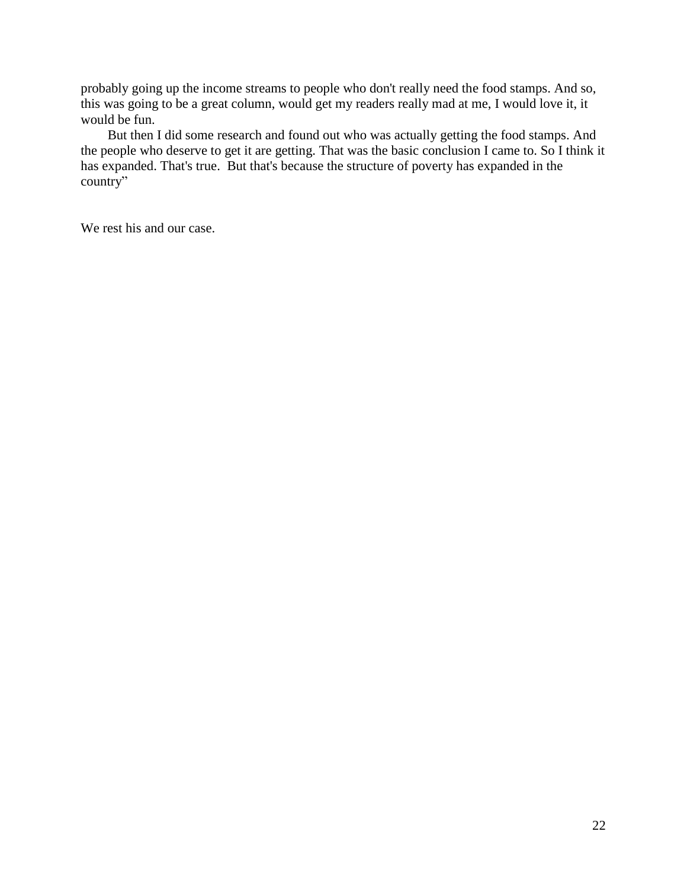probably going up the income streams to people who don't really need the food stamps. And so, this was going to be a great column, would get my readers really mad at me, I would love it, it would be fun.

But then I did some research and found out who was actually getting the food stamps. And the people who deserve to get it are getting. That was the basic conclusion I came to. So I think it has expanded. That's true. But that's because the structure of poverty has expanded in the country"

We rest his and our case.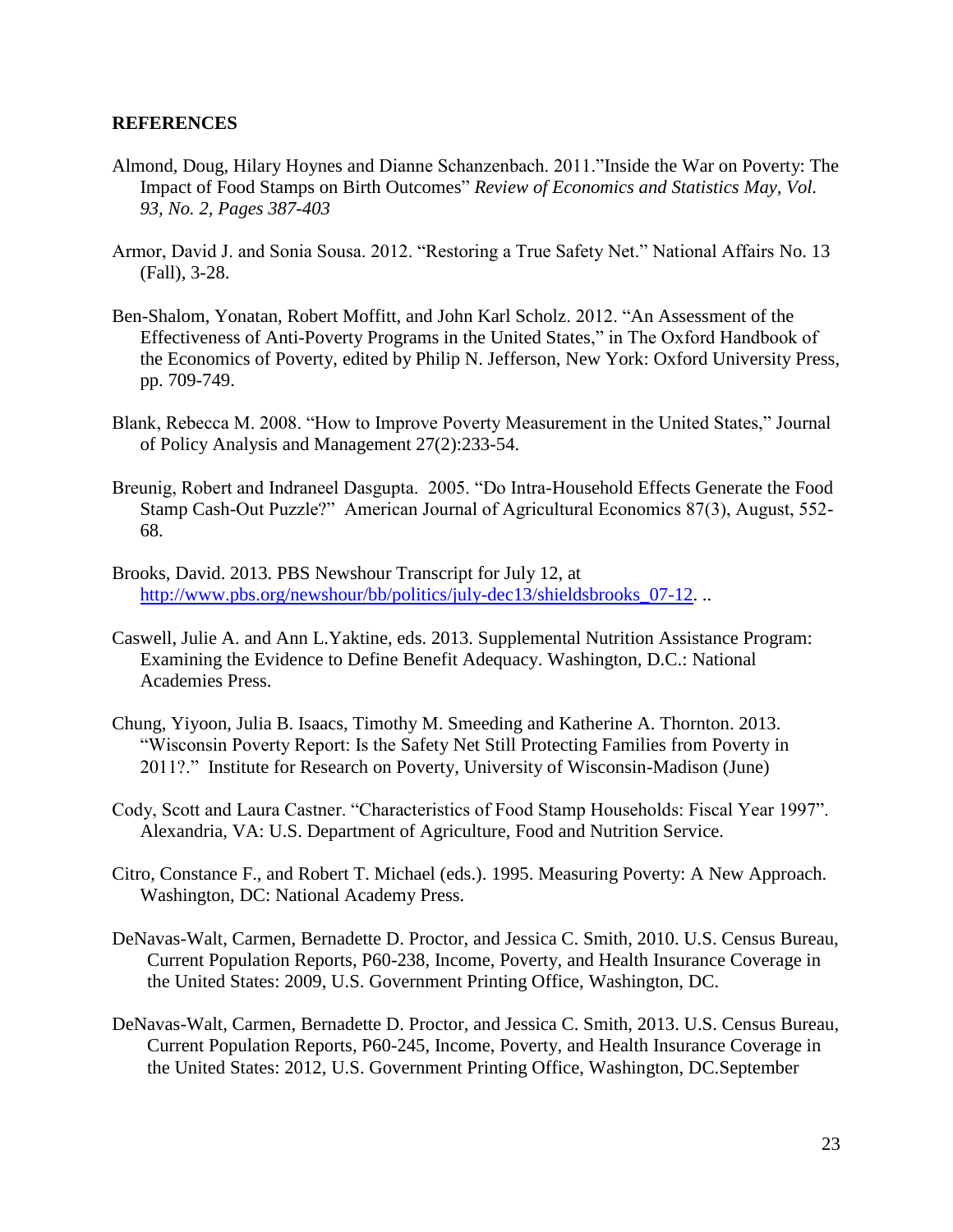## REFERENCES

Almond, Doug, Hilary Hoynes and Dianne Schanzenbach. 2011."Inside the War on Poverty: The Impact of Food Stamps on Birth Outcomes" *Review of Economics and Statistics May, Vol. 93, No. 2, Pages 387-403*

Armor, David J. and Sonia Sousa. 2012. "Restoring a True Safety Net." National Affairs No. 13 (Fall), 3-28.

Ben-Shalom, Yonatan, Robert Moffitt, and John Karl Scholz. 2012. "An Assessment of the Effectiveness of Anti-Poverty Programs in the United States," in The Oxford Handbook of the Economics of Poverty, edited by Philip N. Jefferson, New York: Oxford University Press, pp. 709-749.

Blank, Rebecca M. 2008. "How to Improve Poverty Measurement in the United States," Journal of Policy Analysis and Management 27(2):233-54.

Breunig, Robert and Indraneel Dasgupta. 2005. "Do Intra-Household Effects Generate the Food Stamp Cash-Out Puzzle?" American Journal of Agricultural Economics 87(3), August, 552-68.

Brooks, David. 2013. PBS Newshour Transcript for July 12, at http://www.pbs.org/newshour/bb/politics/july-dec13/shieldsbrooks_07-12. ..

Caswell, Julie A. and Ann L.Yaktine, eds. 2013. Supplemental Nutrition Assistance Program: Examining the Evidence to Define Benefit Adequacy. Washington, D.C.: National Academies Press.

Chung, Yiyoon, Julia B. Isaacs, Timothy M. Smeeding and Katherine A. Thornton. 2013. "Wisconsin Poverty Report: Is the Safety Net Still Protecting Families from Poverty in 2011?." Institute for Research on Poverty, University of Wisconsin-Madison (June)

Cody, Scott and Laura Castner. "Characteristics of Food Stamp Households: Fiscal Year 1997". Alexandria, VA: U.S. Department of Agriculture, Food and Nutrition Service.

Citro, Constance F., and Robert T. Michael (eds.). 1995. Measuring Poverty: A New Approach. Washington, DC: National Academy Press.

DeNavas-Walt, Carmen, Bernadette D. Proctor, and Jessica C. Smith, 2010. U.S. Census Bureau, Current Population Reports, P60-238, Income, Poverty, and Health Insurance Coverage in the United States: 2009, U.S. Government Printing Office, Washington, DC.

DeNavas-Walt, Carmen, Bernadette D. Proctor, and Jessica C. Smith, 2013. U.S. Census Bureau, Current Population Reports, P60-245, Income, Poverty, and Health Insurance Coverage in the United States: 2012, U.S. Government Printing Office, Washington, DC.September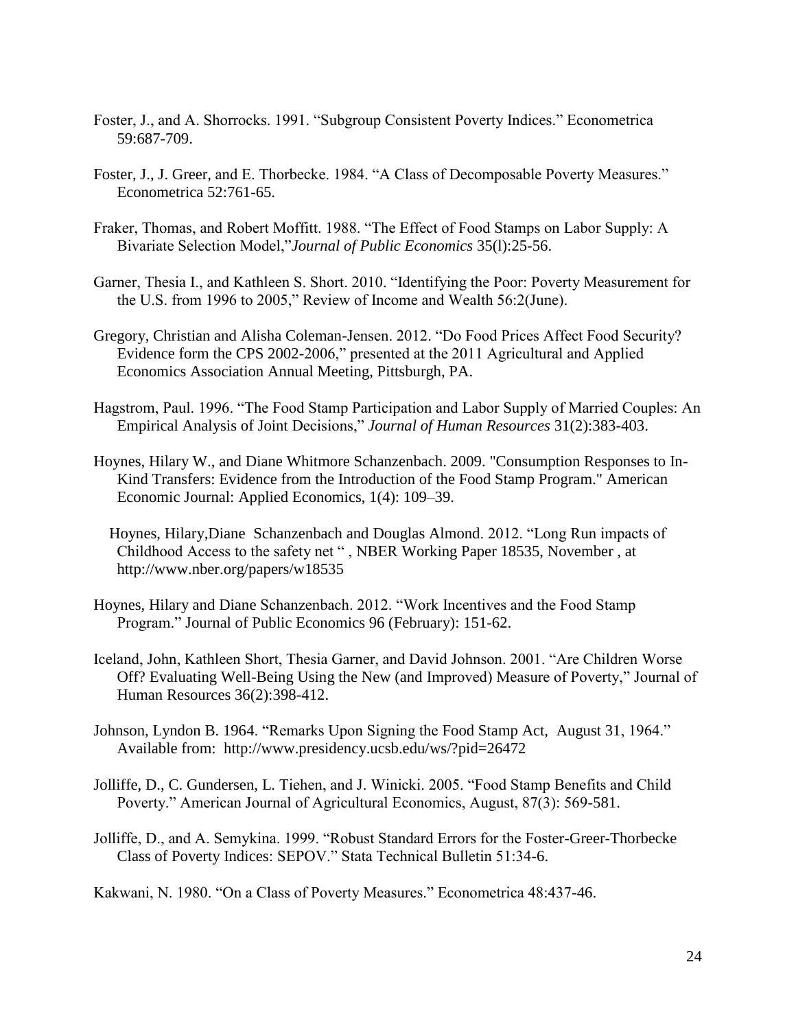Foster, J., and A. Shorrocks. 1991. “Subgroup Consistent Poverty Indices.” Econometrica 59:687-709.

Foster, J., J. Greer, and E. Thorbecke. 1984. “A Class of Decomposable Poverty Measures.” Econometrica 52:761-65.

Fraker, Thomas, and Robert Moffitt. 1988. “The Effect of Food Stamps on Labor Supply: A Bivariate Selection Model,” *Journal of Public Economics* 35(l):25-56.

Garner, Thesia I., and Kathleen S. Short. 2010. “Identifying the Poor: Poverty Measurement for the U.S. from 1996 to 2005,” Review of Income and Wealth 56:2(June).

Gregory, Christian and Alisha Coleman-Jensen. 2012. “Do Food Prices Affect Food Security? Evidence form the CPS 2002-2006,” presented at the 2011 Agricultural and Applied Economics Association Annual Meeting, Pittsburgh, PA.

Hagstrom, Paul. 1996. “The Food Stamp Participation and Labor Supply of Married Couples: An Empirical Analysis of Joint Decisions,” *Journal of Human Resources* 31(2):383-403.

Hoynes, Hilary W., and Diane Whitmore Schanzenbach. 2009. "Consumption Responses to In-Kind Transfers: Evidence from the Introduction of the Food Stamp Program." American Economic Journal: Applied Economics, 1(4): 109–39.

Hoynes, Hilary,Diane Schanzenbach and Douglas Almond. 2012. “Long Run impacts of Childhood Access to the safety net “ , NBER Working Paper 18535, November , at http://www.nber.org/papers/w18535

Hoynes, Hilary and Diane Schanzenbach. 2012. “Work Incentives and the Food Stamp Program.” Journal of Public Economics 96 (February): 151-62.

Iceland, John, Kathleen Short, Thesia Garner, and David Johnson. 2001. “Are Children Worse Off? Evaluating Well-Being Using the New (and Improved) Measure of Poverty,” Journal of Human Resources 36(2):398-412.

Johnson, Lyndon B. 1964. “Remarks Upon Signing the Food Stamp Act, August 31, 1964.” Available from: http://www.presidency.ucsb.edu/ws/?pid=26472

Jolliffe, D., C. Gundersen, L. Tiehen, and J. Winicki. 2005. “Food Stamp Benefits and Child Poverty.” American Journal of Agricultural Economics, August, 87(3): 569-581.

Jolliffe, D., and A. Semykina. 1999. “Robust Standard Errors for the Foster-Greer-Thorbecke Class of Poverty Indices: SEPOV.” Stata Technical Bulletin 51:34-6.

Kakwani, N. 1980. “On a Class of Poverty Measures.” Econometrica 48:437-46.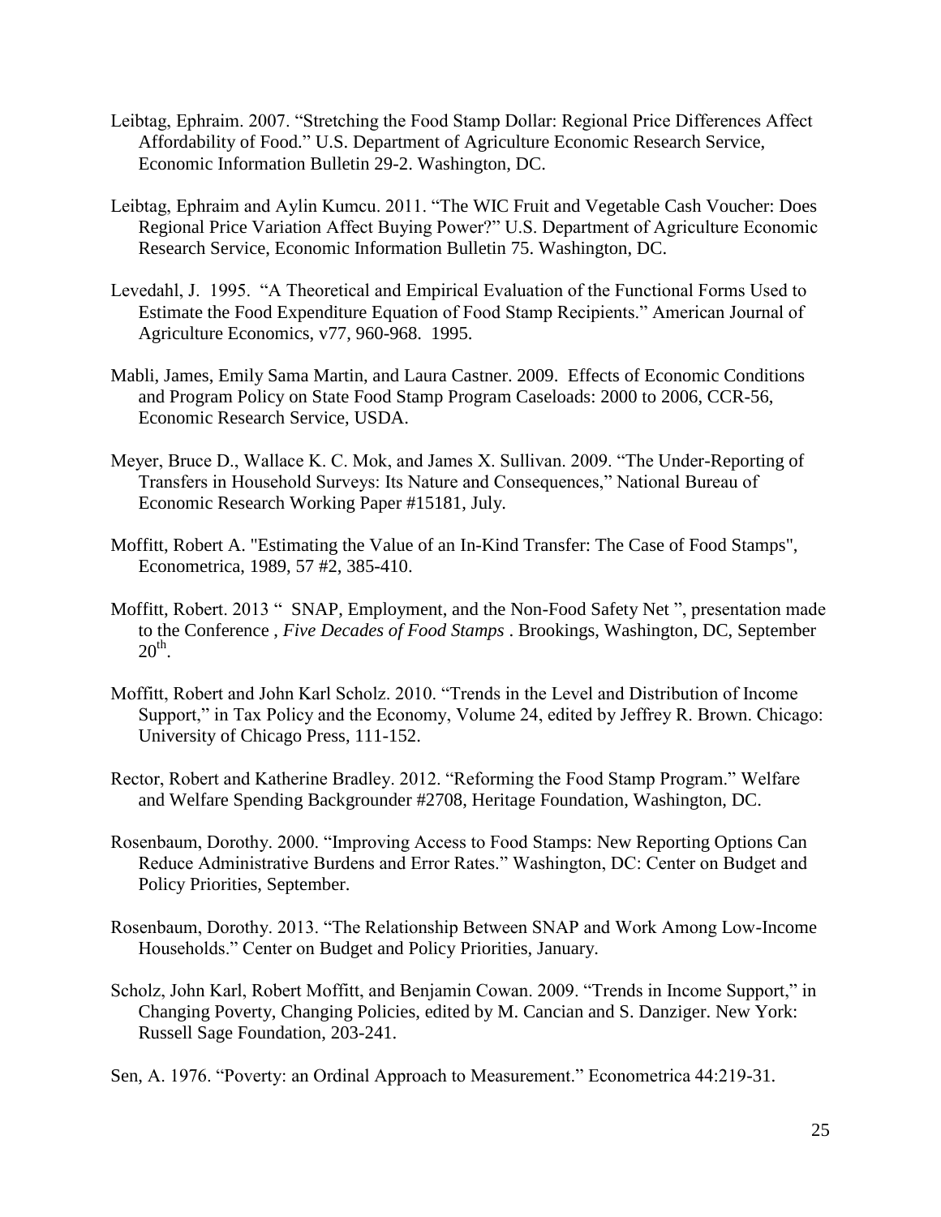Leibtag, Ephraim. 2007. "Stretching the Food Stamp Dollar: Regional Price Differences Affect Affordability of Food." U.S. Department of Agriculture Economic Research Service, Economic Information Bulletin 29-2. Washington, DC.

Leibtag, Ephraim and Aylin Kumcu. 2011. "The WIC Fruit and Vegetable Cash Voucher: Does Regional Price Variation Affect Buying Power?" U.S. Department of Agriculture Economic Research Service, Economic Information Bulletin 75. Washington, DC.

Levedahl, J. 1995. "A Theoretical and Empirical Evaluation of the Functional Forms Used to Estimate the Food Expenditure Equation of Food Stamp Recipients." American Journal of Agriculture Economics, v77, 960-968. 1995.

Mabli, James, Emily Sama Martin, and Laura Castner. 2009. Effects of Economic Conditions and Program Policy on State Food Stamp Program Caseloads: 2000 to 2006, CCR-56, Economic Research Service, USDA.

Meyer, Bruce D., Wallace K. C. Mok, and James X. Sullivan. 2009. "The Under-Reporting of Transfers in Household Surveys: Its Nature and Consequences," National Bureau of Economic Research Working Paper #15181, July.

Moffitt, Robert A. "Estimating the Value of an In-Kind Transfer: The Case of Food Stamps", Econometrica, 1989, 57 #2, 385-410.

Moffitt, Robert. 2013 " SNAP, Employment, and the Non-Food Safety Net ", presentation made to the Conference , *Five Decades of Food Stamps* . Brookings, Washington, DC, September 20th.

Moffitt, Robert and John Karl Scholz. 2010. "Trends in the Level and Distribution of Income Support," in Tax Policy and the Economy, Volume 24, edited by Jeffrey R. Brown. Chicago: University of Chicago Press, 111-152.

Rector, Robert and Katherine Bradley. 2012. "Reforming the Food Stamp Program." Welfare and Welfare Spending Backgrounder #2708, Heritage Foundation, Washington, DC.

Rosenbaum, Dorothy. 2000. "Improving Access to Food Stamps: New Reporting Options Can Reduce Administrative Burdens and Error Rates." Washington, DC: Center on Budget and Policy Priorities, September.

Rosenbaum, Dorothy. 2013. "The Relationship Between SNAP and Work Among Low-Income Households." Center on Budget and Policy Priorities, January.

Scholz, John Karl, Robert Moffitt, and Benjamin Cowan. 2009. "Trends in Income Support," in Changing Poverty, Changing Policies, edited by M. Cancian and S. Danziger. New York: Russell Sage Foundation, 203-241.

Sen, A. 1976. "Poverty: an Ordinal Approach to Measurement." Econometrica 44:219-31.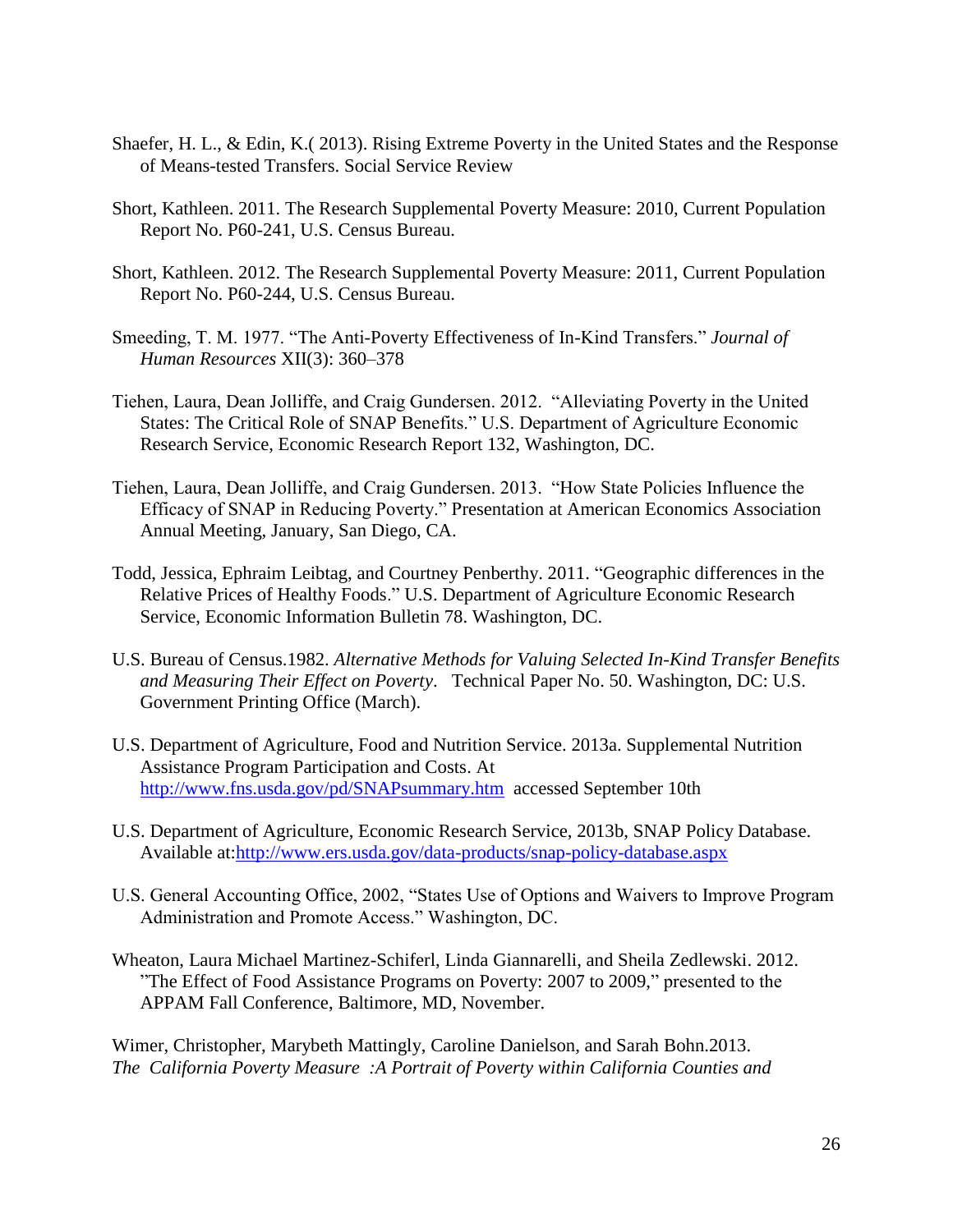Shaefer, H. L., & Edin, K.( 2013). Rising Extreme Poverty in the United States and the Response of Means-tested Transfers. Social Service Review

Short, Kathleen. 2011. The Research Supplemental Poverty Measure: 2010, Current Population Report No. P60-241, U.S. Census Bureau.

Short, Kathleen. 2012. The Research Supplemental Poverty Measure: 2011, Current Population Report No. P60-244, U.S. Census Bureau.

Smeeding, T. M. 1977. "The Anti-Poverty Effectiveness of In-Kind Transfers." *Journal of Human Resources* XII(3): 360–378

Tiehen, Laura, Dean Jolliffe, and Craig Gundersen. 2012. "Alleviating Poverty in the United States: The Critical Role of SNAP Benefits." U.S. Department of Agriculture Economic Research Service, Economic Research Report 132, Washington, DC.

Tiehen, Laura, Dean Jolliffe, and Craig Gundersen. 2013. "How State Policies Influence the Efficacy of SNAP in Reducing Poverty." Presentation at American Economics Association Annual Meeting, January, San Diego, CA.

Todd, Jessica, Ephraim Leibtag, and Courtney Penberthy. 2011. "Geographic differences in the Relative Prices of Healthy Foods." U.S. Department of Agriculture Economic Research Service, Economic Information Bulletin 78. Washington, DC.

U.S. Bureau of Census.1982. *Alternative Methods for Valuing Selected In-Kind Transfer Benefits and Measuring Their Effect on Poverty*. Technical Paper No. 50. Washington, DC: U.S. Government Printing Office (March).

U.S. Department of Agriculture, Food and Nutrition Service. 2013a. Supplemental Nutrition Assistance Program Participation and Costs. At http://www.fns.usda.gov/pd/SNAPsummary.htm accessed September 10th

U.S. Department of Agriculture, Economic Research Service, 2013b, SNAP Policy Database. Available at:http://www.ers.usda.gov/data-products/snap-policy-database.aspx

U.S. General Accounting Office, 2002, "States Use of Options and Waivers to Improve Program Administration and Promote Access." Washington, DC.

Wheaton, Laura Michael Martinez-Schiferl, Linda Giannarelli, and Sheila Zedlewski. 2012. "The Effect of Food Assistance Programs on Poverty: 2007 to 2009," presented to the APPAM Fall Conference, Baltimore, MD, November.

Wimer, Christopher, Marybeth Mattingly, Caroline Danielson, and Sarah Bohn.2013. *The California Poverty Measure :A Portrait of Poverty within California Counties and*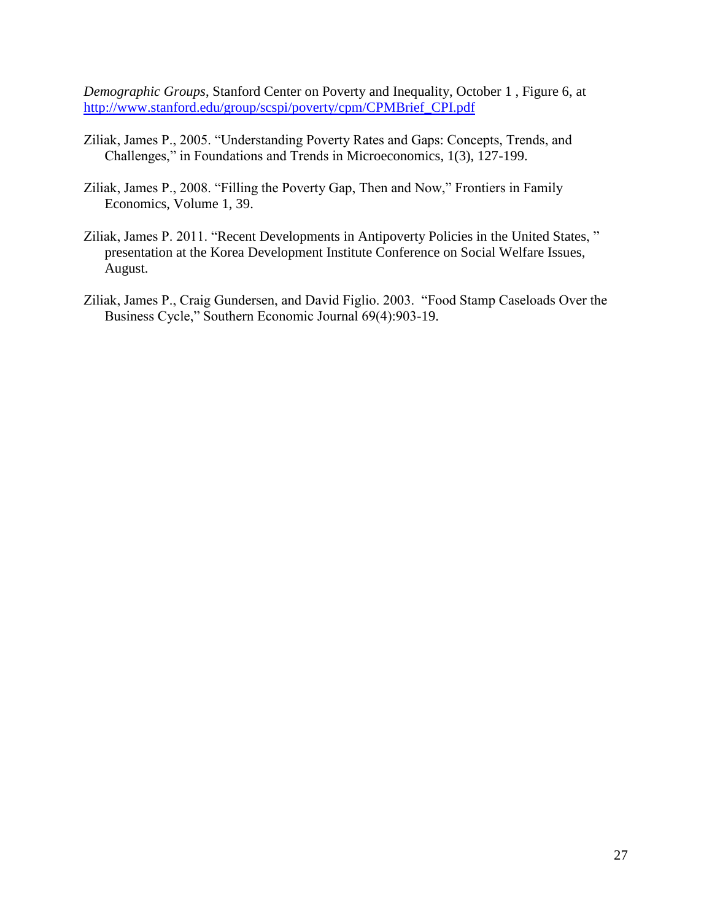*Demographic Groups*, Stanford Center on Poverty and Inequality, October 1 , Figure 6, at http://www.stanford.edu/group/scspi/poverty/cpm/CPMBrief_CPI.pdf

Ziliak, James P., 2005. "Understanding Poverty Rates and Gaps: Concepts, Trends, and Challenges," in Foundations and Trends in Microeconomics, 1(3), 127-199.

Ziliak, James P., 2008. "Filling the Poverty Gap, Then and Now," Frontiers in Family Economics, Volume 1, 39.

Ziliak, James P. 2011. "Recent Developments in Antipoverty Policies in the United States, " presentation at the Korea Development Institute Conference on Social Welfare Issues, August.

Ziliak, James P., Craig Gundersen, and David Figlio. 2003. "Food Stamp Caseloads Over the Business Cycle," Southern Economic Journal 69(4):903-19.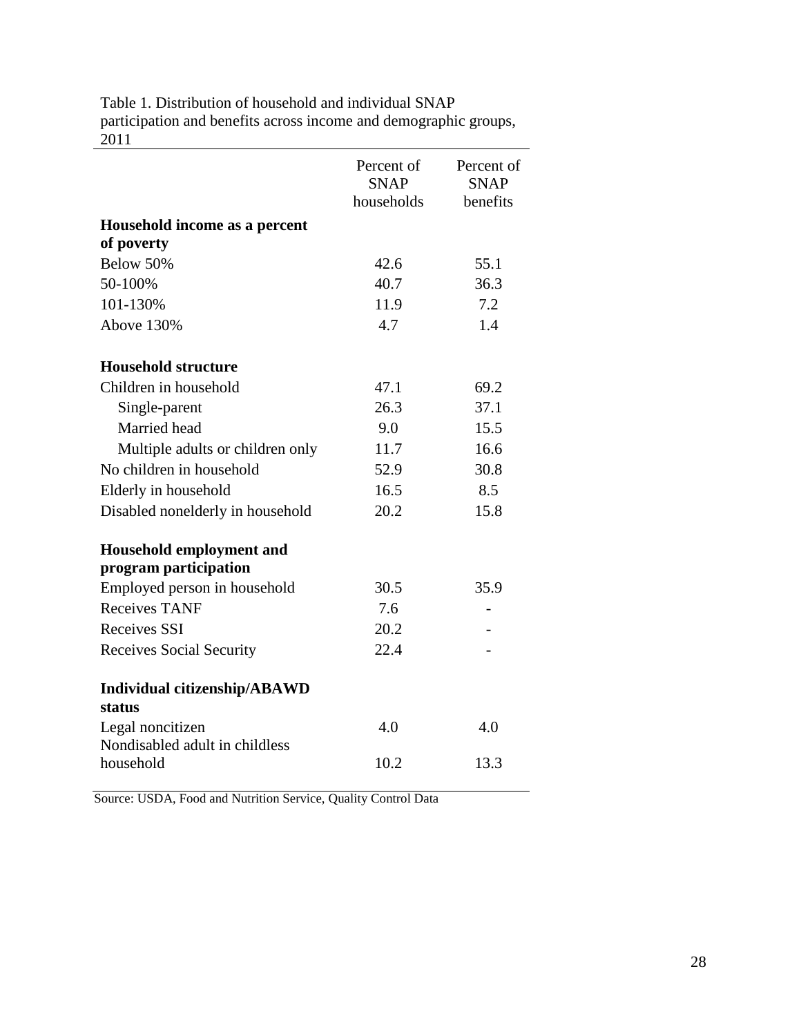Table 1. Distribution of household and individual SNAP participation and benefits across income and demographic groups, 2011

| | Percent of SNAP households | Percent of SNAP benefits |
|---|---|---|
| **Household income as a percent of poverty** | | |
| Below 50% | 42.6 | 55.1 |
| 50-100% | 40.7 | 36.3 |
| 101-130% | 11.9 | 7.2 |
| Above 130% | 4.7 | 1.4 |
| **Household structure** | | |
| Children in household | 47.1 | 69.2 |
| Single-parent | 26.3 | 37.1 |
| Married head | 9.0 | 15.5 |
| Multiple adults or children only | 11.7 | 16.6 |
| No children in household | 52.9 | 30.8 |
| Elderly in household | 16.5 | 8.5 |
| Disabled nonelderly in household | 20.2 | 15.8 |
| **Household employment and program participation** | | |
| Employed person in household | 30.5 | 35.9 |
| Receives TANF | 7.6 | - |
| Receives SSI | 20.2 | - |
| Receives Social Security | 22.4 | - |
| **Individual citizenship/ABAWD status** | | |
| Legal noncitizen | 4.0 | 4.0 |
| Nondisabled adult in childless household | 10.2 | 13.3 |

Source: USDA, Food and Nutrition Service, Quality Control Data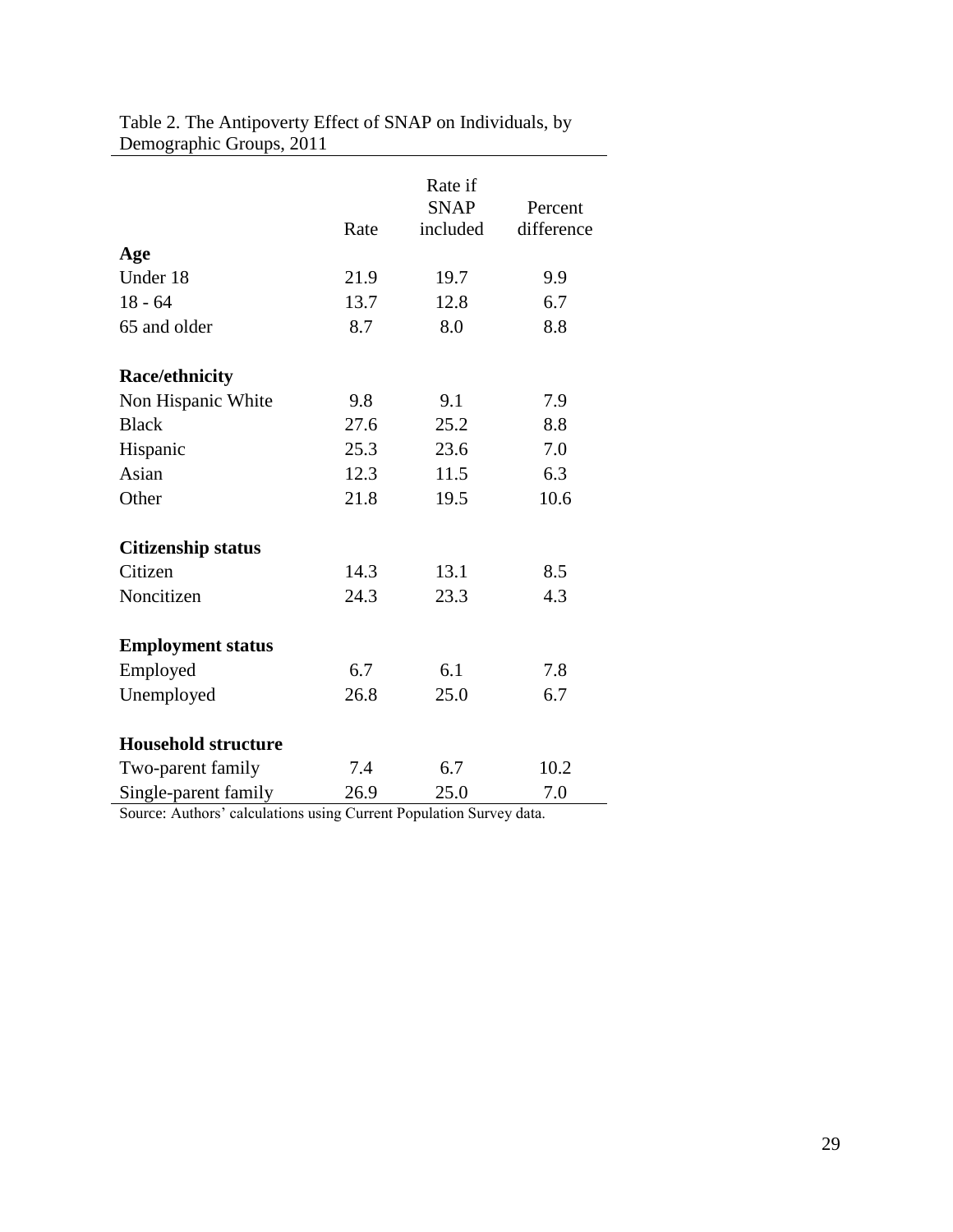Table 2. The Antipoverty Effect of SNAP on Individuals, by Demographic Groups, 2011

| | Rate | Rate if SNAP included | Percent difference |
|---|---|---|---|
| **Age** | | | |
| Under 18 | 21.9 | 19.7 | 9.9 |
| 18 - 64 | 13.7 | 12.8 | 6.7 |
| 65 and older | 8.7 | 8.0 | 8.8 |
| **Race/ethnicity** | | | |
| Non Hispanic White | 9.8 | 9.1 | 7.9 |
| Black | 27.6 | 25.2 | 8.8 |
| Hispanic | 25.3 | 23.6 | 7.0 |
| Asian | 12.3 | 11.5 | 6.3 |
| Other | 21.8 | 19.5 | 10.6 |
| **Citizenship status** | | | |
| Citizen | 14.3 | 13.1 | 8.5 |
| Noncitizen | 24.3 | 23.3 | 4.3 |
| **Employment status** | | | |
| Employed | 6.7 | 6.1 | 7.8 |
| Unemployed | 26.8 | 25.0 | 6.7 |
| **Household structure** | | | |
| Two-parent family | 7.4 | 6.7 | 10.2 |
| Single-parent family | 26.9 | 25.0 | 7.0 |

Source: Authors' calculations using Current Population Survey data.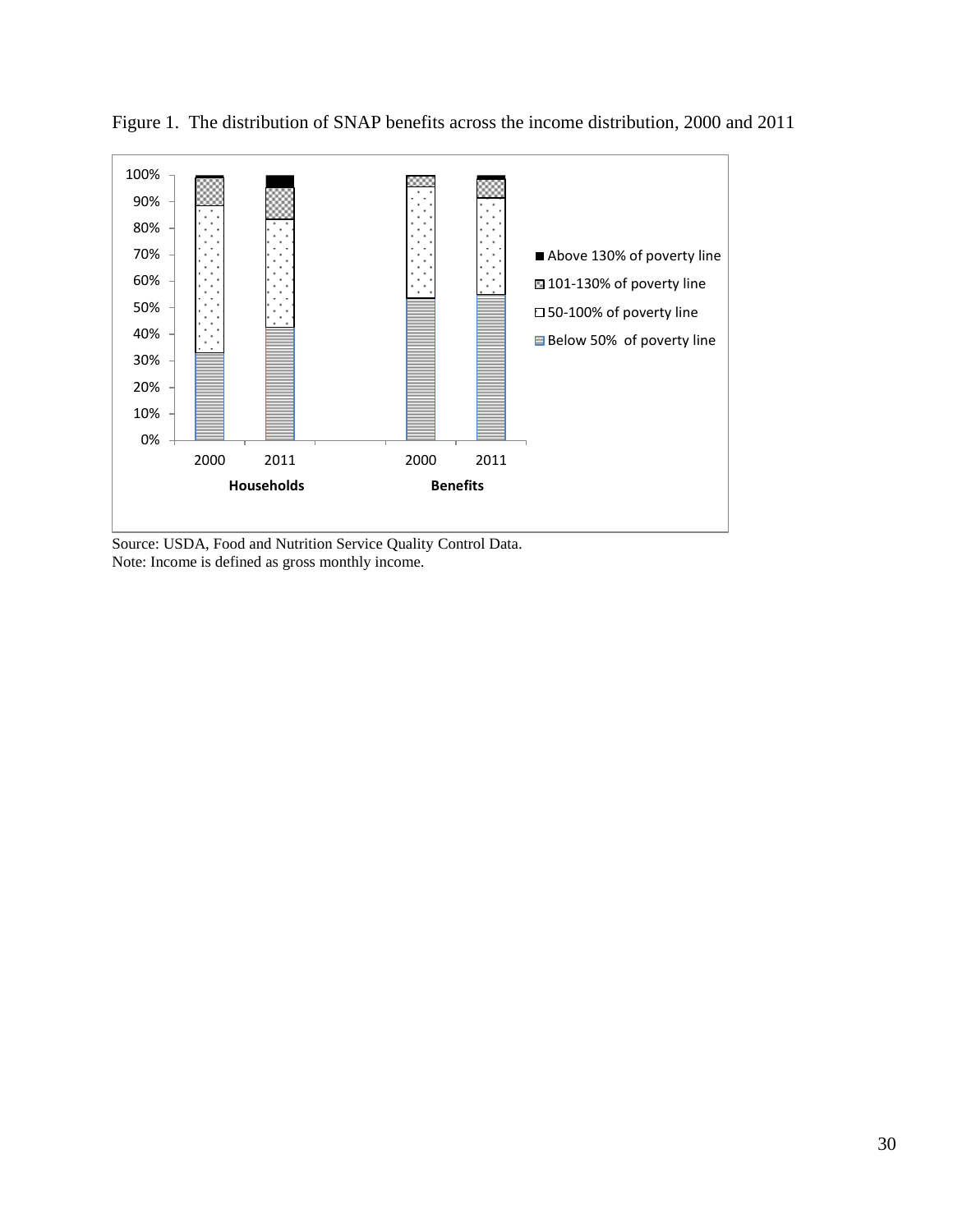Figure 1. The distribution of SNAP benefits across the income distribution, 2000 and 2011

Source: USDA, Food and Nutrition Service Quality Control Data.
Note: Income is defined as gross monthly income.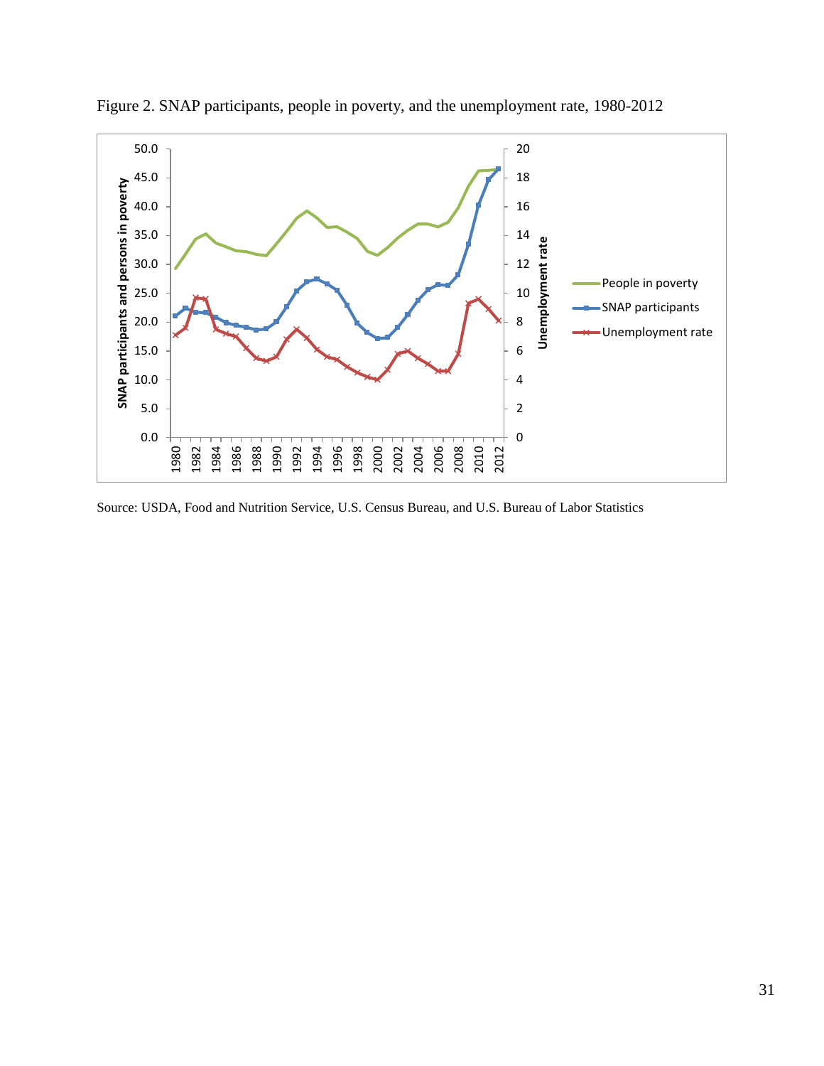Figure 2. SNAP participants, people in poverty, and the unemployment rate, 1980-2012

Source: USDA, Food and Nutrition Service, U.S. Census Bureau, and U.S. Bureau of Labor Statistics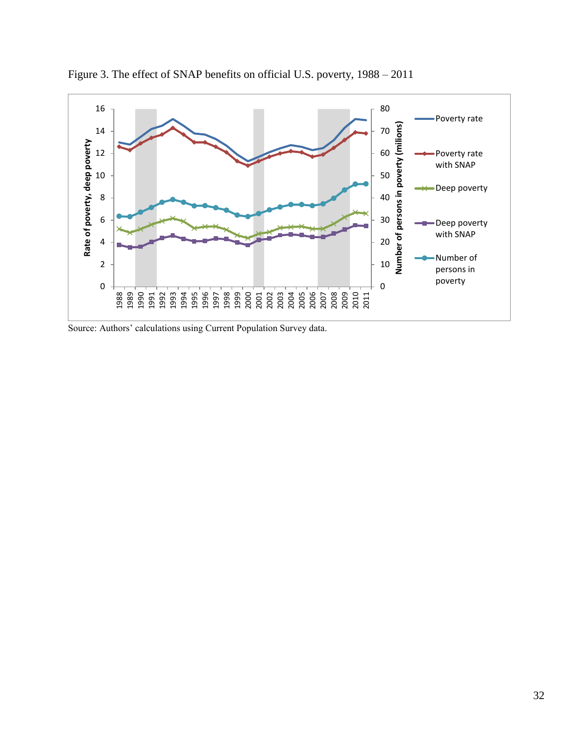Figure 3. The effect of SNAP benefits on official U.S. poverty, 1988 – 2011

Source: Authors' calculations using Current Population Survey data.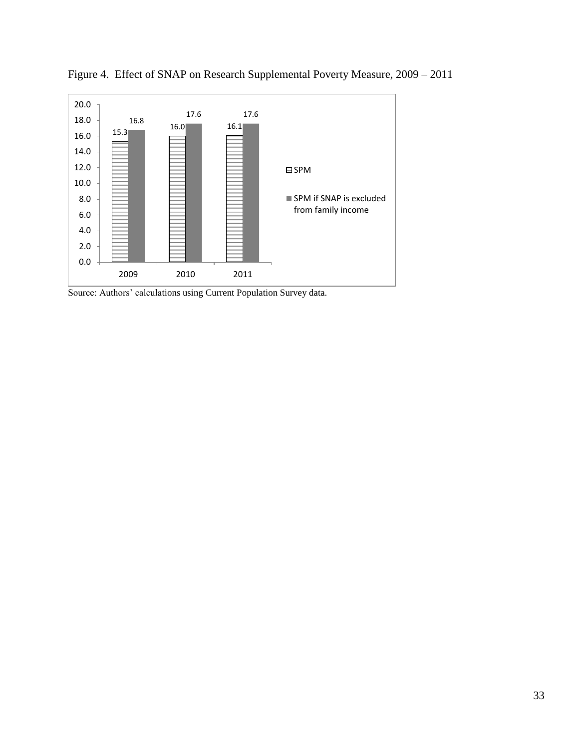Figure 4. Effect of SNAP on Research Supplemental Poverty Measure, 2009 – 2011

| Year | SPM | SPM if SNAP is excluded from family income |
|---|---|---|
| 2009 | 15.3 | 16.8 |
| 2010 | 16.0 | 17.6 |
| 2011 | 16.1 | 17.6 |

Source: Authors' calculations using Current Population Survey data.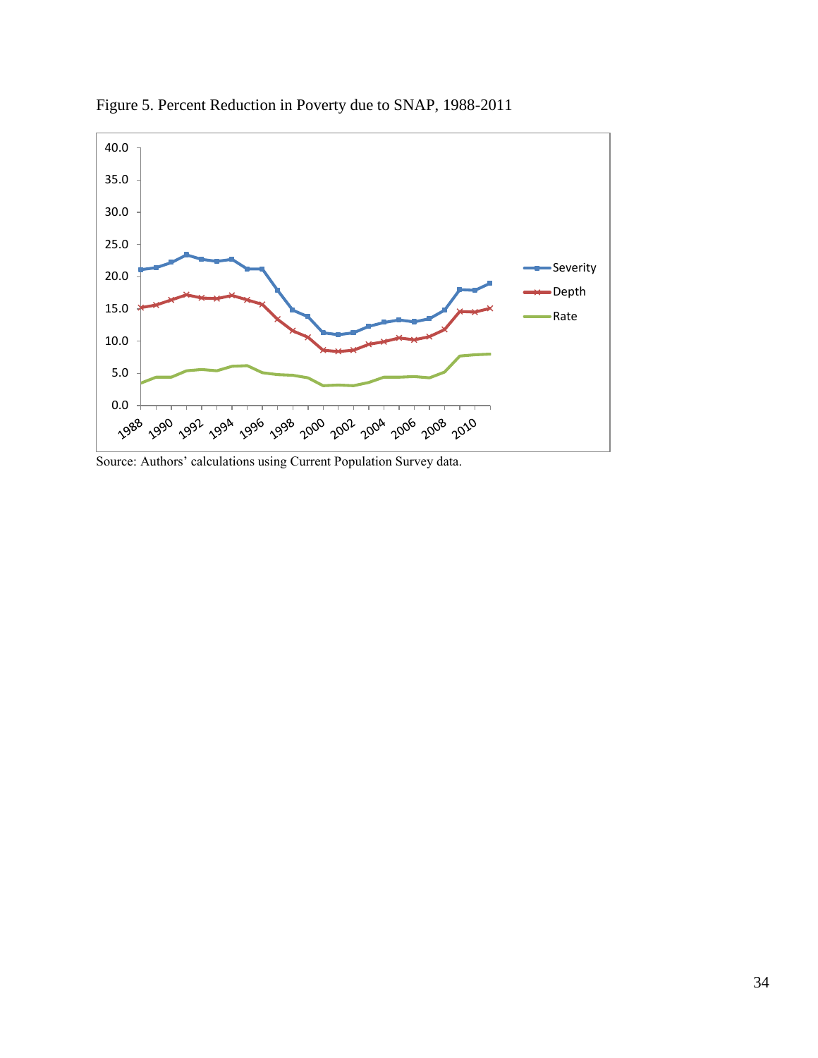Figure 5. Percent Reduction in Poverty due to SNAP, 1988-2011

Source: Authors' calculations using Current Population Survey data.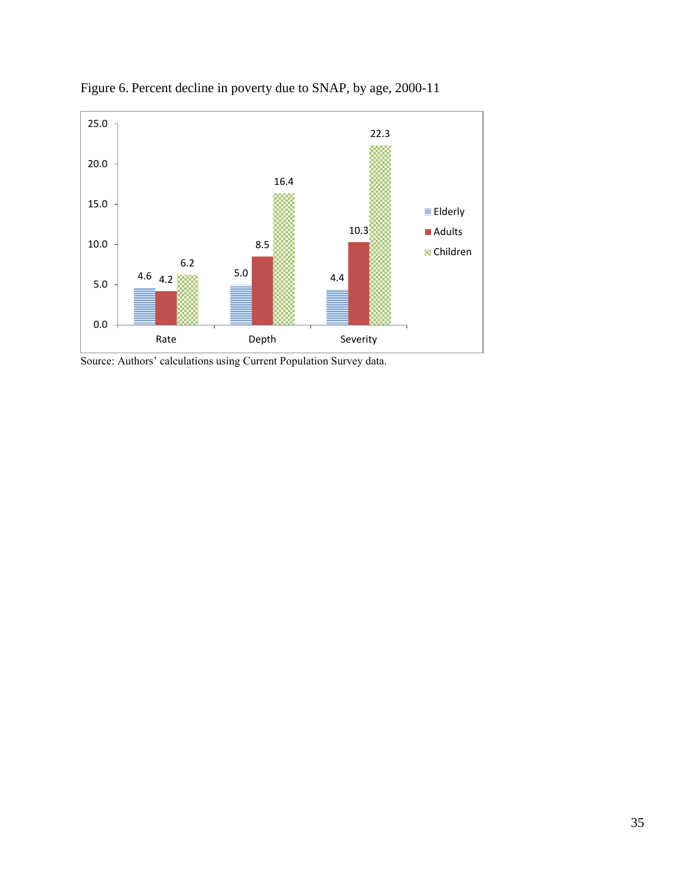Figure 6. Percent decline in poverty due to SNAP, by age, 2000-11

| | Elderly | Adults | Children |
|---|---|---|---|
| Rate | 4.6 | 4.2 | 6.2 |
| Depth | 5.0 | 8.5 | 16.4 |
| Severity | 4.4 | 10.3 | 22.3 |

Source: Authors' calculations using Current Population Survey data.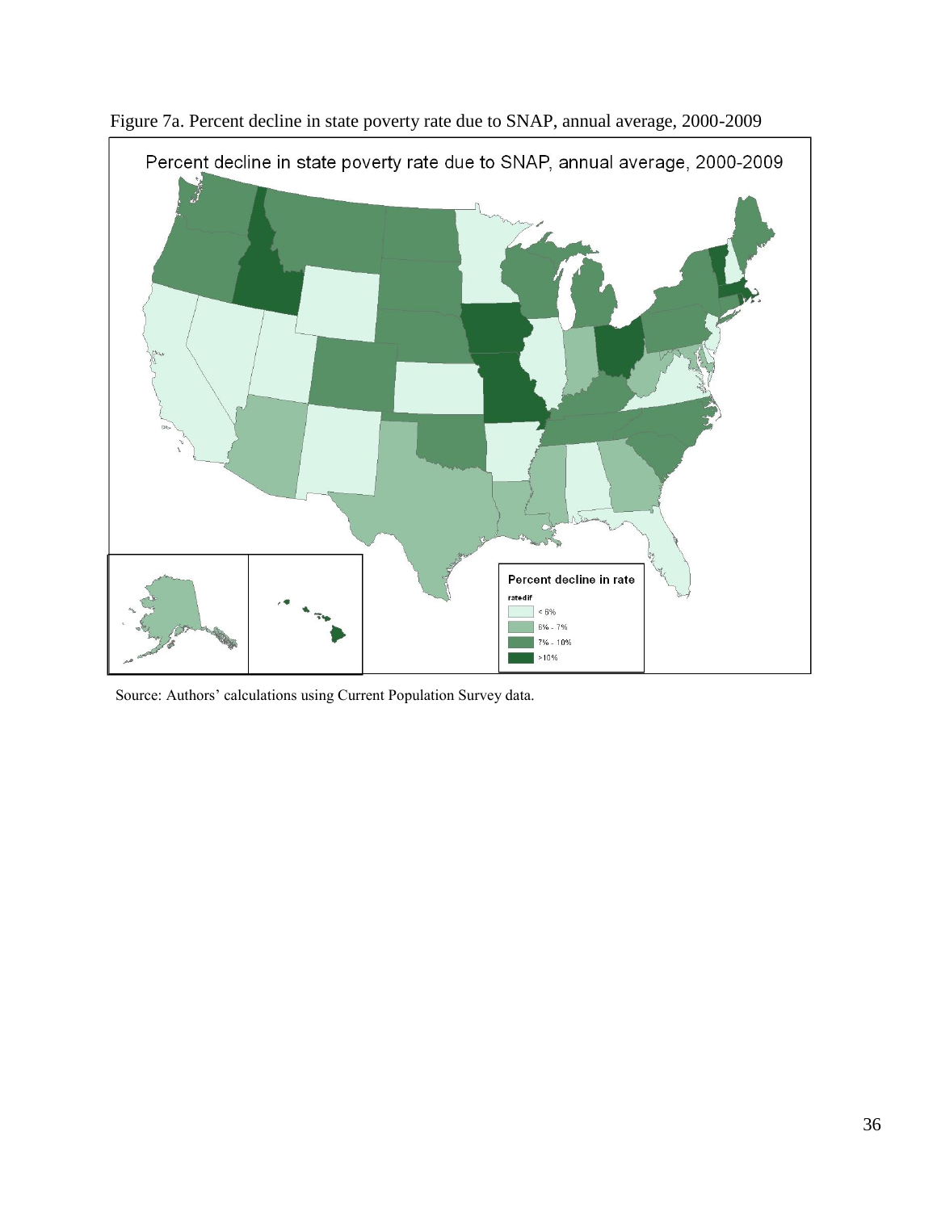Figure 7a. Percent decline in state poverty rate due to SNAP, annual average, 2000-2009

Source: Authors' calculations using Current Population Survey data.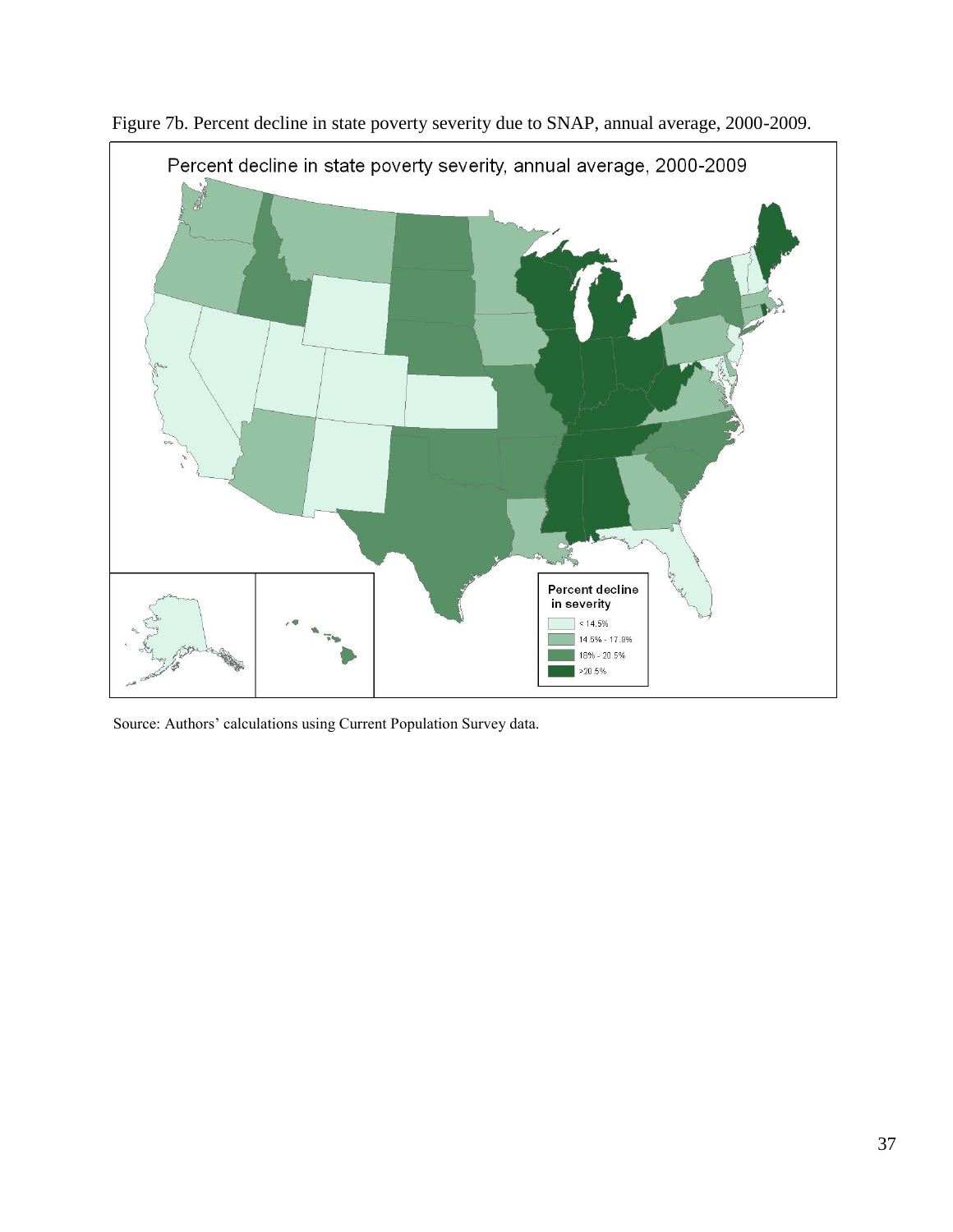Figure 7b. Percent decline in state poverty severity due to SNAP, annual average, 2000-2009.

Source: Authors' calculations using Current Population Survey data.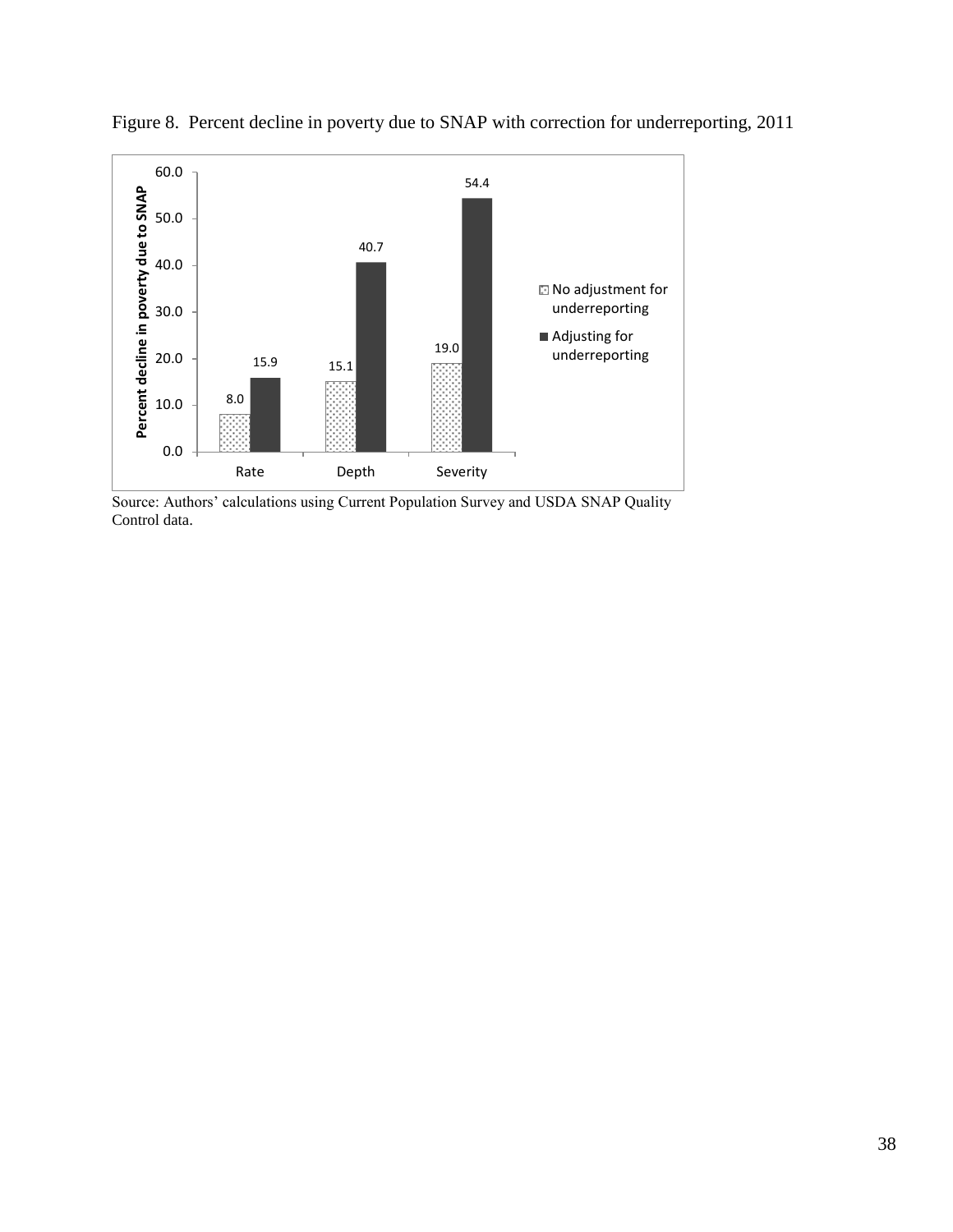Figure 8. Percent decline in poverty due to SNAP with correction for underreporting, 2011

Percent decline in poverty due to SNAP

60.0
50.0
40.0
30.0
20.0
10.0
0.0

8.0
15.9
15.1
40.7
19.0
54.4

Rate
Depth
Severity

No adjustment for underreporting
Adjusting for underreporting

Source: Authors' calculations using Current Population Survey and USDA SNAP Quality Control data.